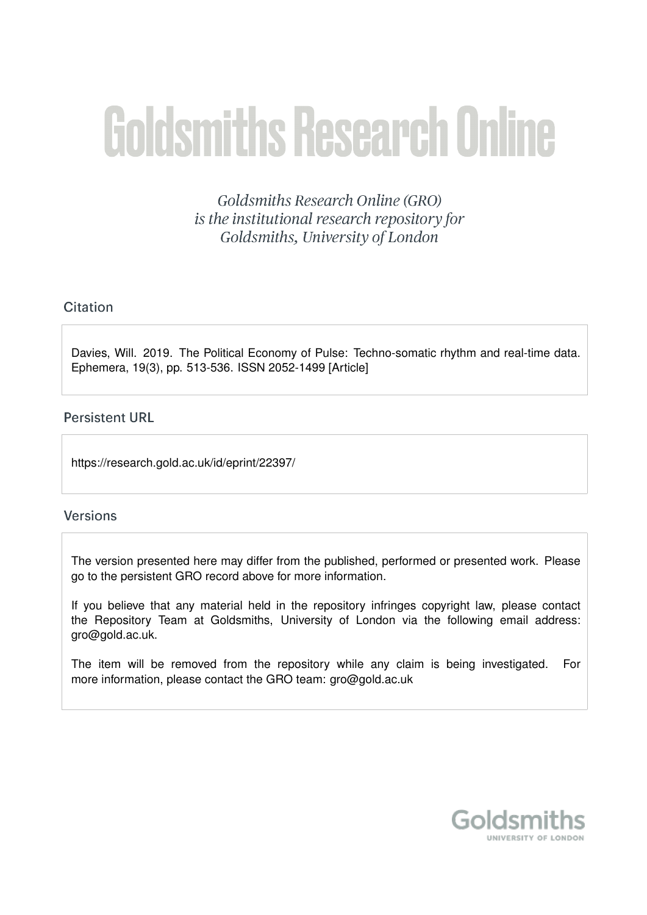# Goldsmiths Research Online

*Goldsmiths Research Online (GRO) is the institutional research repository for Goldsmiths, University of London*

## Citation

Davies, Will. 2019. The Political Economy of Pulse: Techno-somatic rhythm and real-time data. Ephemera, 19(3), pp. 513-536. ISSN 2052-1499 [Article]

## Persistent URL

https://research.gold.ac.uk/id/eprint/22397/

## Versions

The version presented here may differ from the published, performed or presented work. Please go to the persistent GRO record above for more information.

If you believe that any material held in the repository infringes copyright law, please contact the Repository Team at Goldsmiths, University of London via the following email address: gro@gold.ac.uk.

The item will be removed from the repository while any claim is being investigated. For more information, please contact the GRO team: gro@gold.ac.uk

Goldsmiths
UNIVERSITY OF LONDON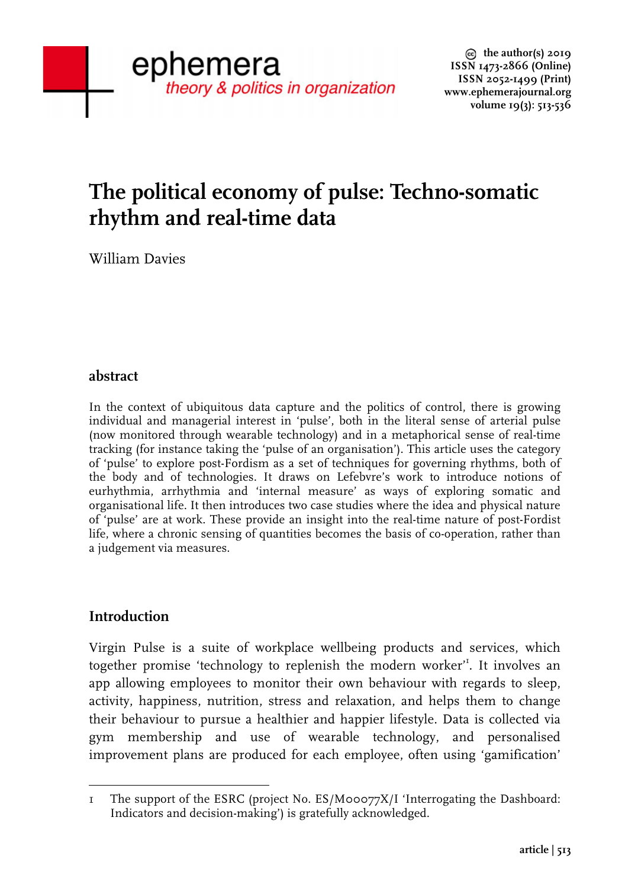# The political economy of pulse: Techno-somatic rhythm and real-time data

William Davies

## abstract

In the context of ubiquitous data capture and the politics of control, there is growing individual and managerial interest in 'pulse', both in the literal sense of arterial pulse (now monitored through wearable technology) and in a metaphorical sense of real-time tracking (for instance taking the 'pulse of an organisation'). This article uses the category of 'pulse' to explore post-Fordism as a set of techniques for governing rhythms, both of the body and of technologies. It draws on Lefebvre's work to introduce notions of eurhythmia, arrhythmia and 'internal measure' as ways of exploring somatic and organisational life. It then introduces two case studies where the idea and physical nature of 'pulse' are at work. These provide an insight into the real-time nature of post-Fordist life, where a chronic sensing of quantities becomes the basis of co-operation, rather than a judgement via measures.

## Introduction

Virgin Pulse is a suite of workplace wellbeing products and services, which together promise 'technology to replenish the modern worker'[1]. It involves an app allowing employees to monitor their own behaviour with regards to sleep, activity, happiness, nutrition, stress and relaxation, and helps them to change their behaviour to pursue a healthier and happier lifestyle. Data is collected via gym membership and use of wearable technology, and personalised improvement plans are produced for each employee, often using 'gamification'

---

1 The support of the ESRC (project No. ES/M00077X/1 'Interrogating the Dashboard: Indicators and decision-making') is gratefully acknowledged.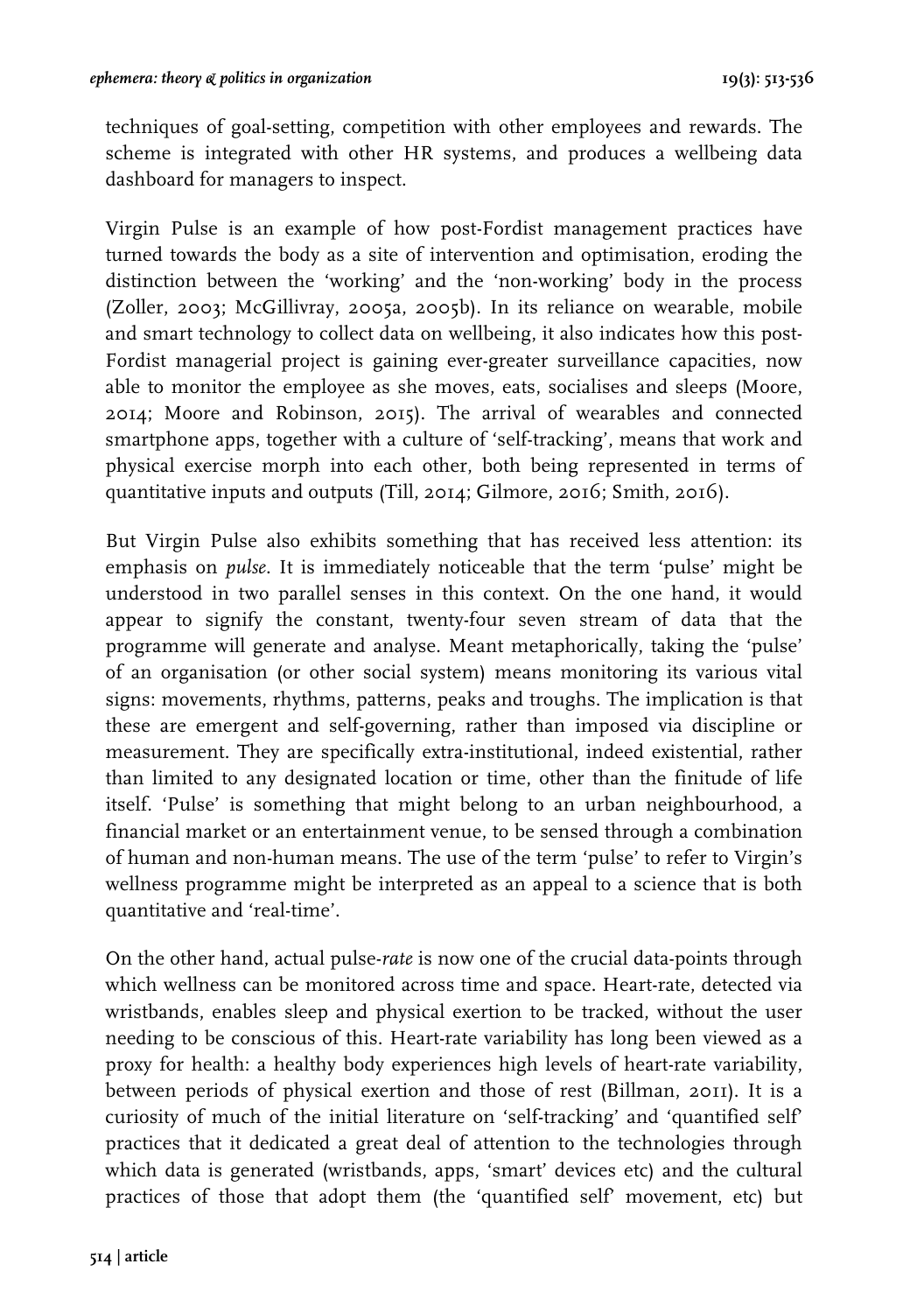techniques of goal-setting, competition with other employees and rewards. The scheme is integrated with other HR systems, and produces a wellbeing data dashboard for managers to inspect.

Virgin Pulse is an example of how post-Fordist management practices have turned towards the body as a site of intervention and optimisation, eroding the distinction between the 'working' and the 'non-working' body in the process (Zoller, 2003; McGillivray, 2005a, 2005b). In its reliance on wearable, mobile and smart technology to collect data on wellbeing, it also indicates how this post-Fordist managerial project is gaining ever-greater surveillance capacities, now able to monitor the employee as she moves, eats, socialises and sleeps (Moore, 2014; Moore and Robinson, 2015). The arrival of wearables and connected smartphone apps, together with a culture of 'self-tracking', means that work and physical exercise morph into each other, both being represented in terms of quantitative inputs and outputs (Till, 2014; Gilmore, 2016; Smith, 2016).

But Virgin Pulse also exhibits something that has received less attention: its emphasis on *pulse*. It is immediately noticeable that the term 'pulse' might be understood in two parallel senses in this context. On the one hand, it would appear to signify the constant, twenty-four seven stream of data that the programme will generate and analyse. Meant metaphorically, taking the 'pulse' of an organisation (or other social system) means monitoring its various vital signs: movements, rhythms, patterns, peaks and troughs. The implication is that these are emergent and self-governing, rather than imposed via discipline or measurement. They are specifically extra-institutional, indeed existential, rather than limited to any designated location or time, other than the finitude of life itself. 'Pulse' is something that might belong to an urban neighbourhood, a financial market or an entertainment venue, to be sensed through a combination of human and non-human means. The use of the term 'pulse' to refer to Virgin's wellness programme might be interpreted as an appeal to a science that is both quantitative and 'real-time'.

On the other hand, actual pulse-*rate* is now one of the crucial data-points through which wellness can be monitored across time and space. Heart-rate, detected via wristbands, enables sleep and physical exertion to be tracked, without the user needing to be conscious of this. Heart-rate variability has long been viewed as a proxy for health: a healthy body experiences high levels of heart-rate variability, between periods of physical exertion and those of rest (Billman, 2011). It is a curiosity of much of the initial literature on 'self-tracking' and 'quantified self' practices that it dedicated a great deal of attention to the technologies through which data is generated (wristbands, apps, 'smart' devices etc) and the cultural practices of those that adopt them (the 'quantified self' movement, etc) but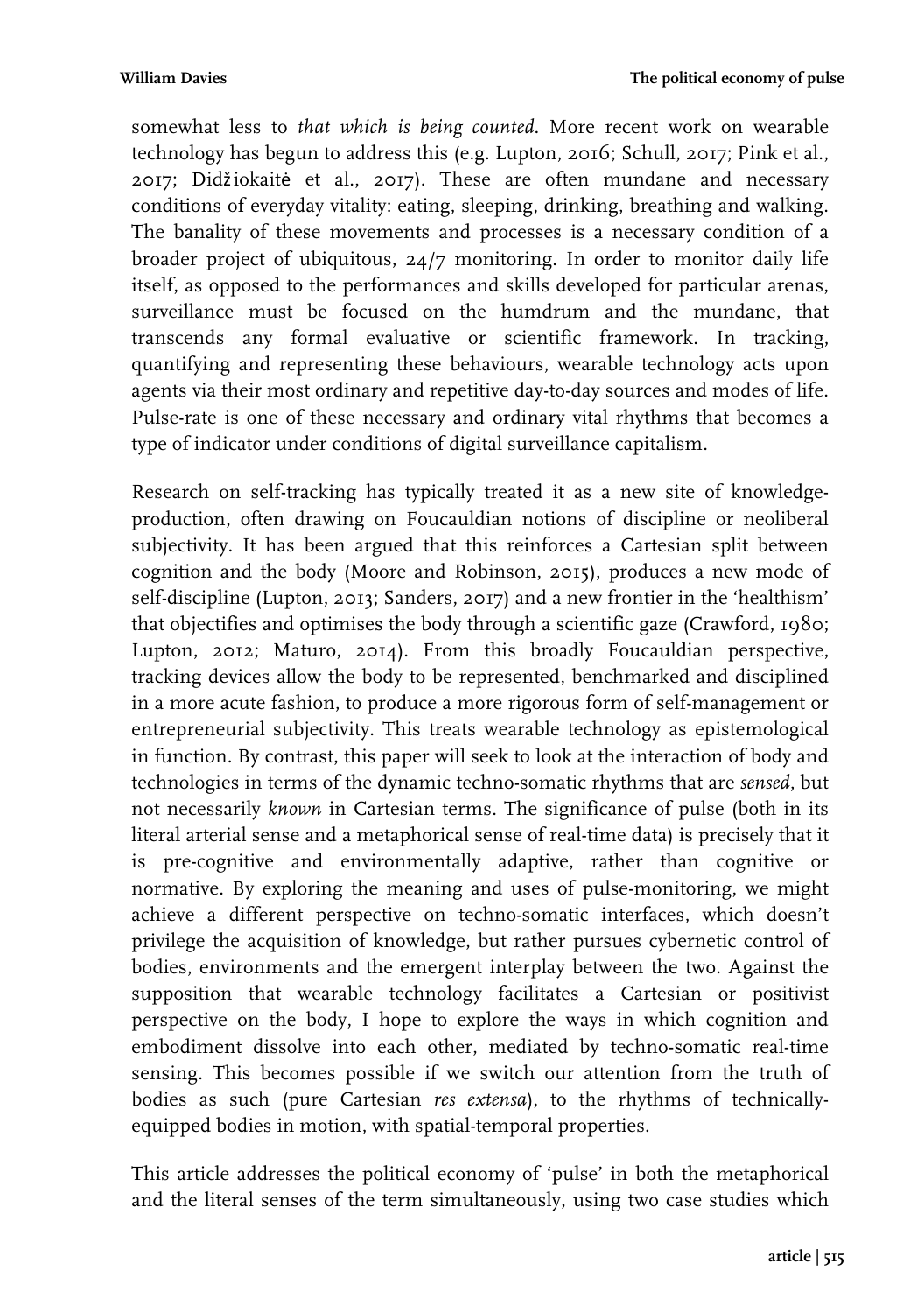somewhat less to *that which is being counted*. More recent work on wearable technology has begun to address this (e.g. Lupton, 2016; Schull, 2017; Pink et al., 2017; Didžiokaitė et al., 2017). These are often mundane and necessary conditions of everyday vitality: eating, sleeping, drinking, breathing and walking. The banality of these movements and processes is a necessary condition of a broader project of ubiquitous, 24/7 monitoring. In order to monitor daily life itself, as opposed to the performances and skills developed for particular arenas, surveillance must be focused on the humdrum and the mundane, that transcends any formal evaluative or scientific framework. In tracking, quantifying and representing these behaviours, wearable technology acts upon agents via their most ordinary and repetitive day-to-day sources and modes of life. Pulse-rate is one of these necessary and ordinary vital rhythms that becomes a type of indicator under conditions of digital surveillance capitalism.

Research on self-tracking has typically treated it as a new site of knowledge-production, often drawing on Foucauldian notions of discipline or neoliberal subjectivity. It has been argued that this reinforces a Cartesian split between cognition and the body (Moore and Robinson, 2015), produces a new mode of self-discipline (Lupton, 2013; Sanders, 2017) and a new frontier in the 'healthism' that objectifies and optimises the body through a scientific gaze (Crawford, 1980; Lupton, 2012; Maturo, 2014). From this broadly Foucauldian perspective, tracking devices allow the body to be represented, benchmarked and disciplined in a more acute fashion, to produce a more rigorous form of self-management or entrepreneurial subjectivity. This treats wearable technology as epistemological in function. By contrast, this paper will seek to look at the interaction of body and technologies in terms of the dynamic techno-somatic rhythms that are *sensed*, but not necessarily *known* in Cartesian terms. The significance of pulse (both in its literal arterial sense and a metaphorical sense of real-time data) is precisely that it is pre-cognitive and environmentally adaptive, rather than cognitive or normative. By exploring the meaning and uses of pulse-monitoring, we might achieve a different perspective on techno-somatic interfaces, which doesn't privilege the acquisition of knowledge, but rather pursues cybernetic control of bodies, environments and the emergent interplay between the two. Against the supposition that wearable technology facilitates a Cartesian or positivist perspective on the body, I hope to explore the ways in which cognition and embodiment dissolve into each other, mediated by techno-somatic real-time sensing. This becomes possible if we switch our attention from the truth of bodies as such (pure Cartesian *res extensa*), to the rhythms of technically-equipped bodies in motion, with spatial-temporal properties.

This article addresses the political economy of 'pulse' in both the metaphorical and the literal senses of the term simultaneously, using two case studies which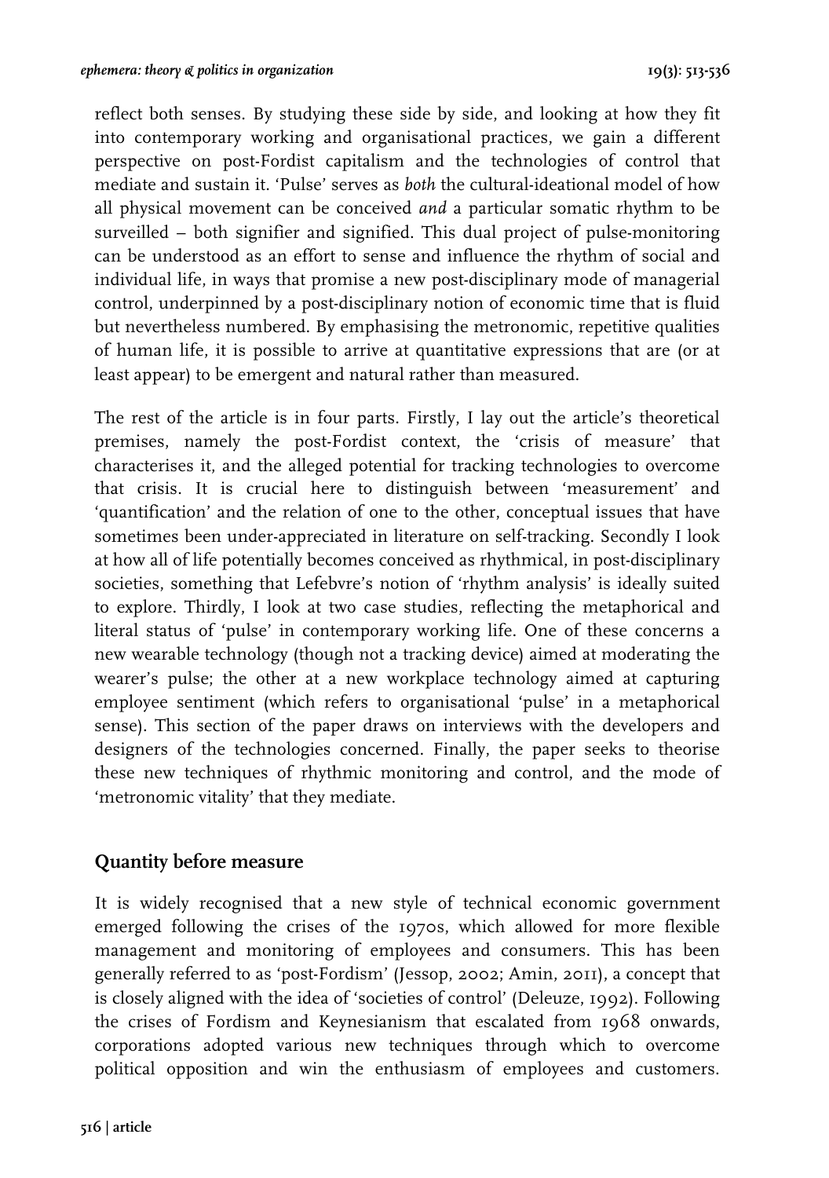reflect both senses. By studying these side by side, and looking at how they fit into contemporary working and organisational practices, we gain a different perspective on post-Fordist capitalism and the technologies of control that mediate and sustain it. 'Pulse' serves as *both* the cultural-ideational model of how all physical movement can be conceived *and* a particular somatic rhythm to be surveilled – both signifier and signified. This dual project of pulse-monitoring can be understood as an effort to sense and influence the rhythm of social and individual life, in ways that promise a new post-disciplinary mode of managerial control, underpinned by a post-disciplinary notion of economic time that is fluid but nevertheless numbered. By emphasising the metronomic, repetitive qualities of human life, it is possible to arrive at quantitative expressions that are (or at least appear) to be emergent and natural rather than measured.

The rest of the article is in four parts. Firstly, I lay out the article's theoretical premises, namely the post-Fordist context, the 'crisis of measure' that characterises it, and the alleged potential for tracking technologies to overcome that crisis. It is crucial here to distinguish between 'measurement' and 'quantification' and the relation of one to the other, conceptual issues that have sometimes been under-appreciated in literature on self-tracking. Secondly I look at how all of life potentially becomes conceived as rhythmical, in post-disciplinary societies, something that Lefebvre's notion of 'rhythm analysis' is ideally suited to explore. Thirdly, I look at two case studies, reflecting the metaphorical and literal status of 'pulse' in contemporary working life. One of these concerns a new wearable technology (though not a tracking device) aimed at moderating the wearer's pulse; the other at a new workplace technology aimed at capturing employee sentiment (which refers to organisational 'pulse' in a metaphorical sense). This section of the paper draws on interviews with the developers and designers of the technologies concerned. Finally, the paper seeks to theorise these new techniques of rhythmic monitoring and control, and the mode of 'metronomic vitality' that they mediate.

## Quantity before measure

It is widely recognised that a new style of technical economic government emerged following the crises of the 1970s, which allowed for more flexible management and monitoring of employees and consumers. This has been generally referred to as 'post-Fordism' (Jessop, 2002; Amin, 2011), a concept that is closely aligned with the idea of 'societies of control' (Deleuze, 1992). Following the crises of Fordism and Keynesianism that escalated from 1968 onwards, corporations adopted various new techniques through which to overcome political opposition and win the enthusiasm of employees and customers.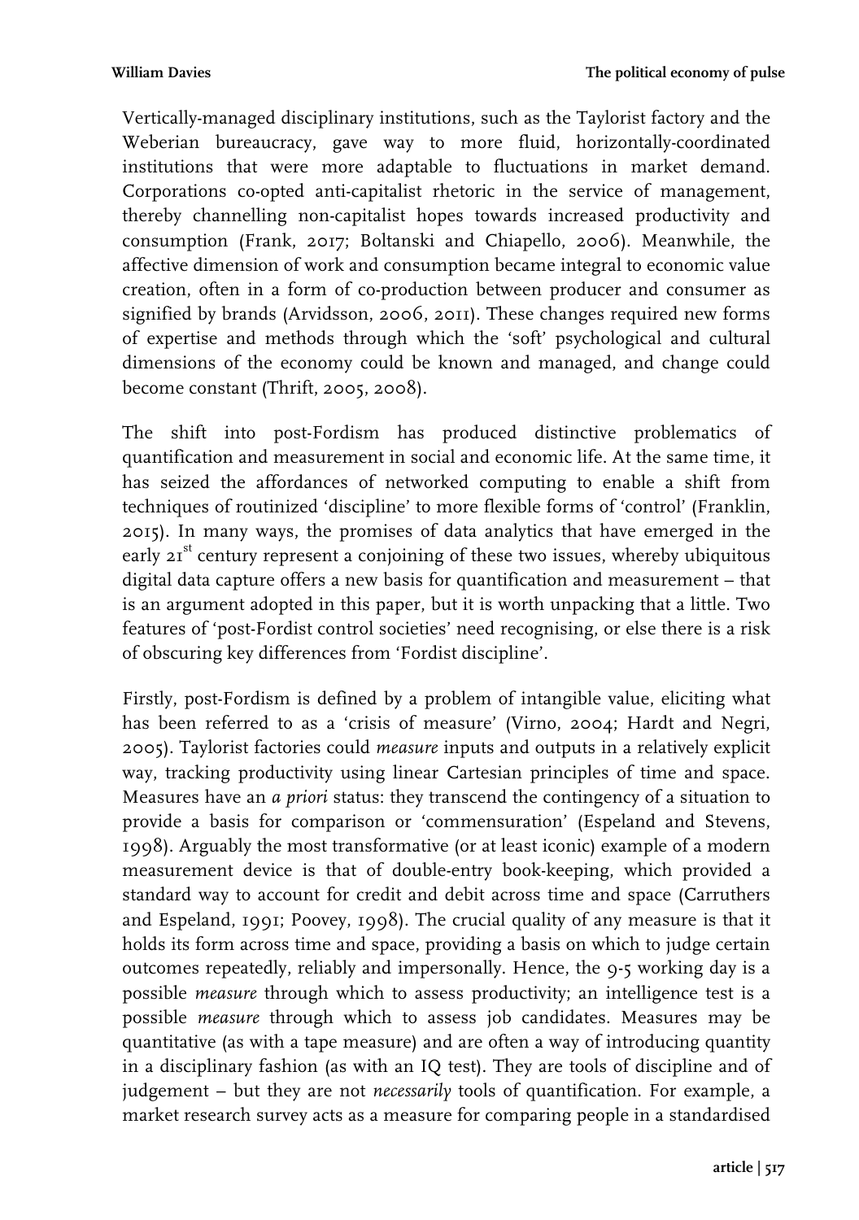Vertically-managed disciplinary institutions, such as the Taylorist factory and the Weberian bureaucracy, gave way to more fluid, horizontally-coordinated institutions that were more adaptable to fluctuations in market demand. Corporations co-opted anti-capitalist rhetoric in the service of management, thereby channelling non-capitalist hopes towards increased productivity and consumption (Frank, 2017; Boltanski and Chiapello, 2006). Meanwhile, the affective dimension of work and consumption became integral to economic value creation, often in a form of co-production between producer and consumer as signified by brands (Arvidsson, 2006, 2011). These changes required new forms of expertise and methods through which the 'soft' psychological and cultural dimensions of the economy could be known and managed, and change could become constant (Thrift, 2005, 2008).

The shift into post-Fordism has produced distinctive problematics of quantification and measurement in social and economic life. At the same time, it has seized the affordances of networked computing to enable a shift from techniques of routinized 'discipline' to more flexible forms of 'control' (Franklin, 2015). In many ways, the promises of data analytics that have emerged in the early 21st century represent a conjoining of these two issues, whereby ubiquitous digital data capture offers a new basis for quantification and measurement – that is an argument adopted in this paper, but it is worth unpacking that a little. Two features of 'post-Fordist control societies' need recognising, or else there is a risk of obscuring key differences from 'Fordist discipline'.

Firstly, post-Fordism is defined by a problem of intangible value, eliciting what has been referred to as a 'crisis of measure' (Virno, 2004; Hardt and Negri, 2005). Taylorist factories could *measure* inputs and outputs in a relatively explicit way, tracking productivity using linear Cartesian principles of time and space. Measures have an *a priori* status: they transcend the contingency of a situation to provide a basis for comparison or 'commensuration' (Espeland and Stevens, 1998). Arguably the most transformative (or at least iconic) example of a modern measurement device is that of double-entry book-keeping, which provided a standard way to account for credit and debit across time and space (Carruthers and Espeland, 1991; Poovey, 1998). The crucial quality of any measure is that it holds its form across time and space, providing a basis on which to judge certain outcomes repeatedly, reliably and impersonally. Hence, the 9-5 working day is a possible *measure* through which to assess productivity; an intelligence test is a possible *measure* through which to assess job candidates. Measures may be quantitative (as with a tape measure) and are often a way of introducing quantity in a disciplinary fashion (as with an IQ test). They are tools of discipline and of judgement – but they are not *necessarily* tools of quantification. For example, a market research survey acts as a measure for comparing people in a standardised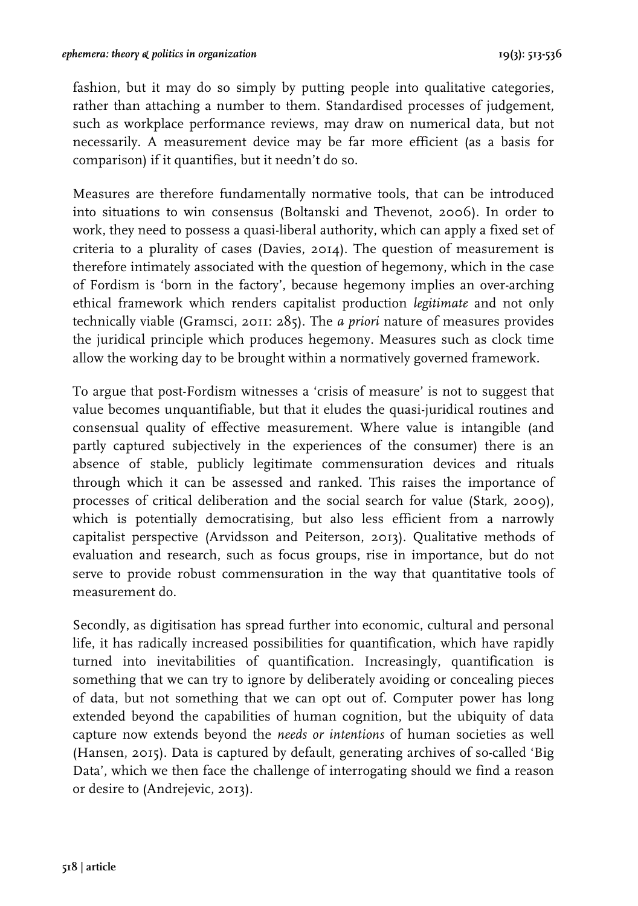fashion, but it may do so simply by putting people into qualitative categories, rather than attaching a number to them. Standardised processes of judgement, such as workplace performance reviews, may draw on numerical data, but not necessarily. A measurement device may be far more efficient (as a basis for comparison) if it quantifies, but it needn't do so.

Measures are therefore fundamentally normative tools, that can be introduced into situations to win consensus (Boltanski and Thevenot, 2006). In order to work, they need to possess a quasi-liberal authority, which can apply a fixed set of criteria to a plurality of cases (Davies, 2014). The question of measurement is therefore intimately associated with the question of hegemony, which in the case of Fordism is 'born in the factory', because hegemony implies an over-arching ethical framework which renders capitalist production *legitimate* and not only technically viable (Gramsci, 2011: 285). The *a priori* nature of measures provides the juridical principle which produces hegemony. Measures such as clock time allow the working day to be brought within a normatively governed framework.

To argue that post-Fordism witnesses a 'crisis of measure' is not to suggest that value becomes unquantifiable, but that it eludes the quasi-juridical routines and consensual quality of effective measurement. Where value is intangible (and partly captured subjectively in the experiences of the consumer) there is an absence of stable, publicly legitimate commensuration devices and rituals through which it can be assessed and ranked. This raises the importance of processes of critical deliberation and the social search for value (Stark, 2009), which is potentially democratising, but also less efficient from a narrowly capitalist perspective (Arvidsson and Peiterson, 2013). Qualitative methods of evaluation and research, such as focus groups, rise in importance, but do not serve to provide robust commensuration in the way that quantitative tools of measurement do.

Secondly, as digitisation has spread further into economic, cultural and personal life, it has radically increased possibilities for quantification, which have rapidly turned into inevitabilities of quantification. Increasingly, quantification is something that we can try to ignore by deliberately avoiding or concealing pieces of data, but not something that we can opt out of. Computer power has long extended beyond the capabilities of human cognition, but the ubiquity of data capture now extends beyond the *needs or intentions* of human societies as well (Hansen, 2015). Data is captured by default, generating archives of so-called 'Big Data', which we then face the challenge of interrogating should we find a reason or desire to (Andrejevic, 2013).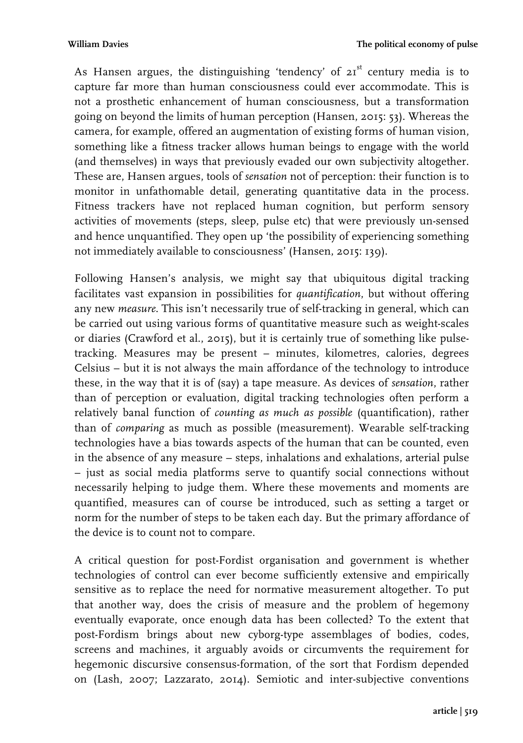As Hansen argues, the distinguishing 'tendency' of 21$^{st}$ century media is to capture far more than human consciousness could ever accommodate. This is not a prosthetic enhancement of human consciousness, but a transformation going on beyond the limits of human perception (Hansen, 2015: 53). Whereas the camera, for example, offered an augmentation of existing forms of human vision, something like a fitness tracker allows human beings to engage with the world (and themselves) in ways that previously evaded our own subjectivity altogether. These are, Hansen argues, tools of *sensation* not of perception: their function is to monitor in unfathomable detail, generating quantitative data in the process. Fitness trackers have not replaced human cognition, but perform sensory activities of movements (steps, sleep, pulse etc) that were previously un-sensed and hence unquantified. They open up 'the possibility of experiencing something not immediately available to consciousness' (Hansen, 2015: 139).

Following Hansen's analysis, we might say that ubiquitous digital tracking facilitates vast expansion in possibilities for *quantification*, but without offering any new *measure*. This isn't necessarily true of self-tracking in general, which can be carried out using various forms of quantitative measure such as weight-scales or diaries (Crawford et al., 2015), but it is certainly true of something like pulse-tracking. Measures may be present – minutes, kilometres, calories, degrees Celsius – but it is not always the main affordance of the technology to introduce these, in the way that it is of (say) a tape measure. As devices of *sensation*, rather than of perception or evaluation, digital tracking technologies often perform a relatively banal function of *counting as much as possible* (quantification), rather than of *comparing* as much as possible (measurement). Wearable self-tracking technologies have a bias towards aspects of the human that can be counted, even in the absence of any measure – steps, inhalations and exhalations, arterial pulse – just as social media platforms serve to quantify social connections without necessarily helping to judge them. Where these movements and moments are quantified, measures can of course be introduced, such as setting a target or norm for the number of steps to be taken each day. But the primary affordance of the device is to count not to compare.

A critical question for post-Fordist organisation and government is whether technologies of control can ever become sufficiently extensive and empirically sensitive as to replace the need for normative measurement altogether. To put that another way, does the crisis of measure and the problem of hegemony eventually evaporate, once enough data has been collected? To the extent that post-Fordism brings about new cyborg-type assemblages of bodies, codes, screens and machines, it arguably avoids or circumvents the requirement for hegemonic discursive consensus-formation, of the sort that Fordism depended on (Lash, 2007; Lazzarato, 2014). Semiotic and inter-subjective conventions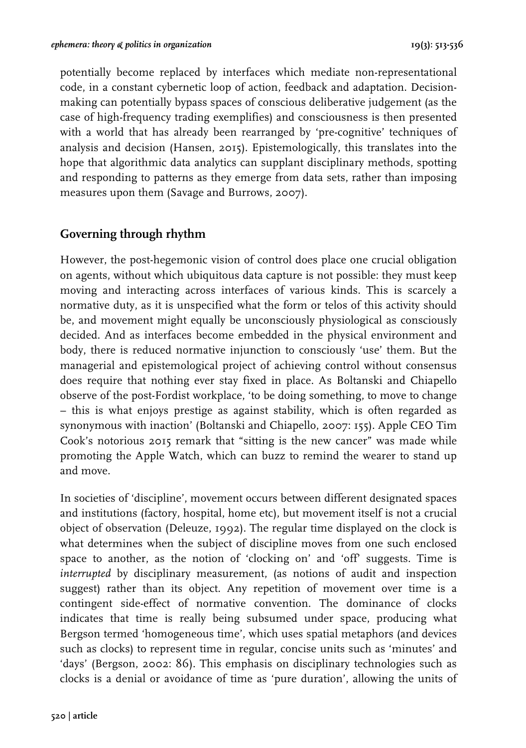potentially become replaced by interfaces which mediate non-representational code, in a constant cybernetic loop of action, feedback and adaptation. Decision-making can potentially bypass spaces of conscious deliberative judgement (as the case of high-frequency trading exemplifies) and consciousness is then presented with a world that has already been rearranged by 'pre-cognitive' techniques of analysis and decision (Hansen, 2015). Epistemologically, this translates into the hope that algorithmic data analytics can supplant disciplinary methods, spotting and responding to patterns as they emerge from data sets, rather than imposing measures upon them (Savage and Burrows, 2007).

## Governing through rhythm

However, the post-hegemonic vision of control does place one crucial obligation on agents, without which ubiquitous data capture is not possible: they must keep moving and interacting across interfaces of various kinds. This is scarcely a normative duty, as it is unspecified what the form or telos of this activity should be, and movement might equally be unconsciously physiological as consciously decided. And as interfaces become embedded in the physical environment and body, there is reduced normative injunction to consciously 'use' them. But the managerial and epistemological project of achieving control without consensus does require that nothing ever stay fixed in place. As Boltanski and Chiapello observe of the post-Fordist workplace, 'to be doing something, to move to change – this is what enjoys prestige as against stability, which is often regarded as synonymous with inaction' (Boltanski and Chiapello, 2007: 155). Apple CEO Tim Cook's notorious 2015 remark that "sitting is the new cancer" was made while promoting the Apple Watch, which can buzz to remind the wearer to stand up and move.

In societies of 'discipline', movement occurs between different designated spaces and institutions (factory, hospital, home etc), but movement itself is not a crucial object of observation (Deleuze, 1992). The regular time displayed on the clock is what determines when the subject of discipline moves from one such enclosed space to another, as the notion of 'clocking on' and 'off' suggests. Time is *interrupted* by disciplinary measurement, (as notions of audit and inspection suggest) rather than its object. Any repetition of movement over time is a contingent side-effect of normative convention. The dominance of clocks indicates that time is really being subsumed under space, producing what Bergson termed 'homogeneous time', which uses spatial metaphors (and devices such as clocks) to represent time in regular, concise units such as 'minutes' and 'days' (Bergson, 2002: 86). This emphasis on disciplinary technologies such as clocks is a denial or avoidance of time as 'pure duration', allowing the units of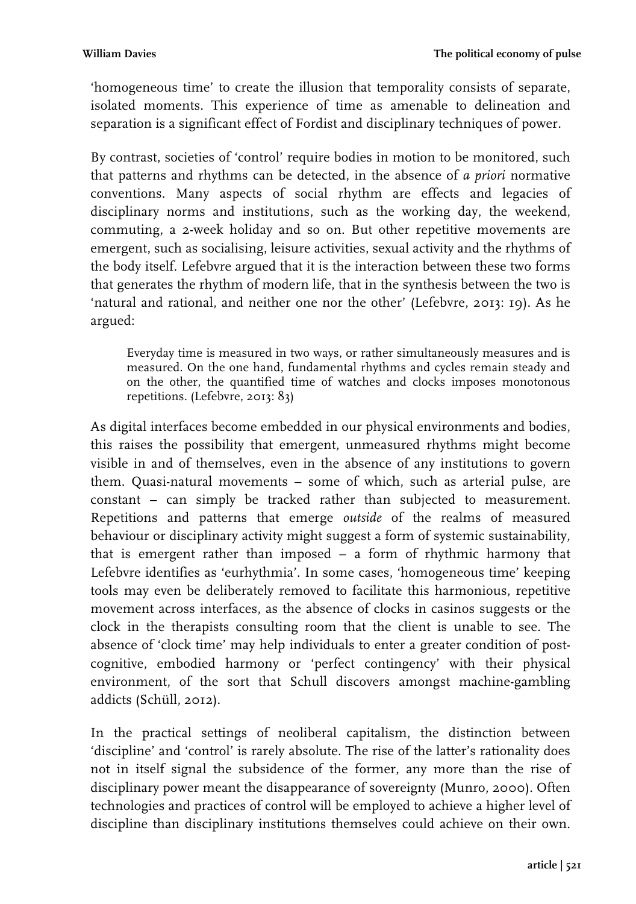'homogeneous time' to create the illusion that temporality consists of separate, isolated moments. This experience of time as amenable to delineation and separation is a significant effect of Fordist and disciplinary techniques of power.

By contrast, societies of 'control' require bodies in motion to be monitored, such that patterns and rhythms can be detected, in the absence of *a priori* normative conventions. Many aspects of social rhythm are effects and legacies of disciplinary norms and institutions, such as the working day, the weekend, commuting, a 2-week holiday and so on. But other repetitive movements are emergent, such as socialising, leisure activities, sexual activity and the rhythms of the body itself. Lefebvre argued that it is the interaction between these two forms that generates the rhythm of modern life, that in the synthesis between the two is 'natural and rational, and neither one nor the other' (Lefebvre, 2013: 19). As he argued:

> Everyday time is measured in two ways, or rather simultaneously measures and is measured. On the one hand, fundamental rhythms and cycles remain steady and on the other, the quantified time of watches and clocks imposes monotonous repetitions. (Lefebvre, 2013: 83)

As digital interfaces become embedded in our physical environments and bodies, this raises the possibility that emergent, unmeasured rhythms might become visible in and of themselves, even in the absence of any institutions to govern them. Quasi-natural movements – some of which, such as arterial pulse, are constant – can simply be tracked rather than subjected to measurement. Repetitions and patterns that emerge *outside* of the realms of measured behaviour or disciplinary activity might suggest a form of systemic sustainability, that is emergent rather than imposed – a form of rhythmic harmony that Lefebvre identifies as 'eurhythmia'. In some cases, 'homogeneous time' keeping tools may even be deliberately removed to facilitate this harmonious, repetitive movement across interfaces, as the absence of clocks in casinos suggests or the clock in the therapists consulting room that the client is unable to see. The absence of 'clock time' may help individuals to enter a greater condition of post-cognitive, embodied harmony or 'perfect contingency' with their physical environment, of the sort that Schull discovers amongst machine-gambling addicts (Schüll, 2012).

In the practical settings of neoliberal capitalism, the distinction between 'discipline' and 'control' is rarely absolute. The rise of the latter's rationality does not in itself signal the subsidence of the former, any more than the rise of disciplinary power meant the disappearance of sovereignty (Munro, 2000). Often technologies and practices of control will be employed to achieve a higher level of discipline than disciplinary institutions themselves could achieve on their own.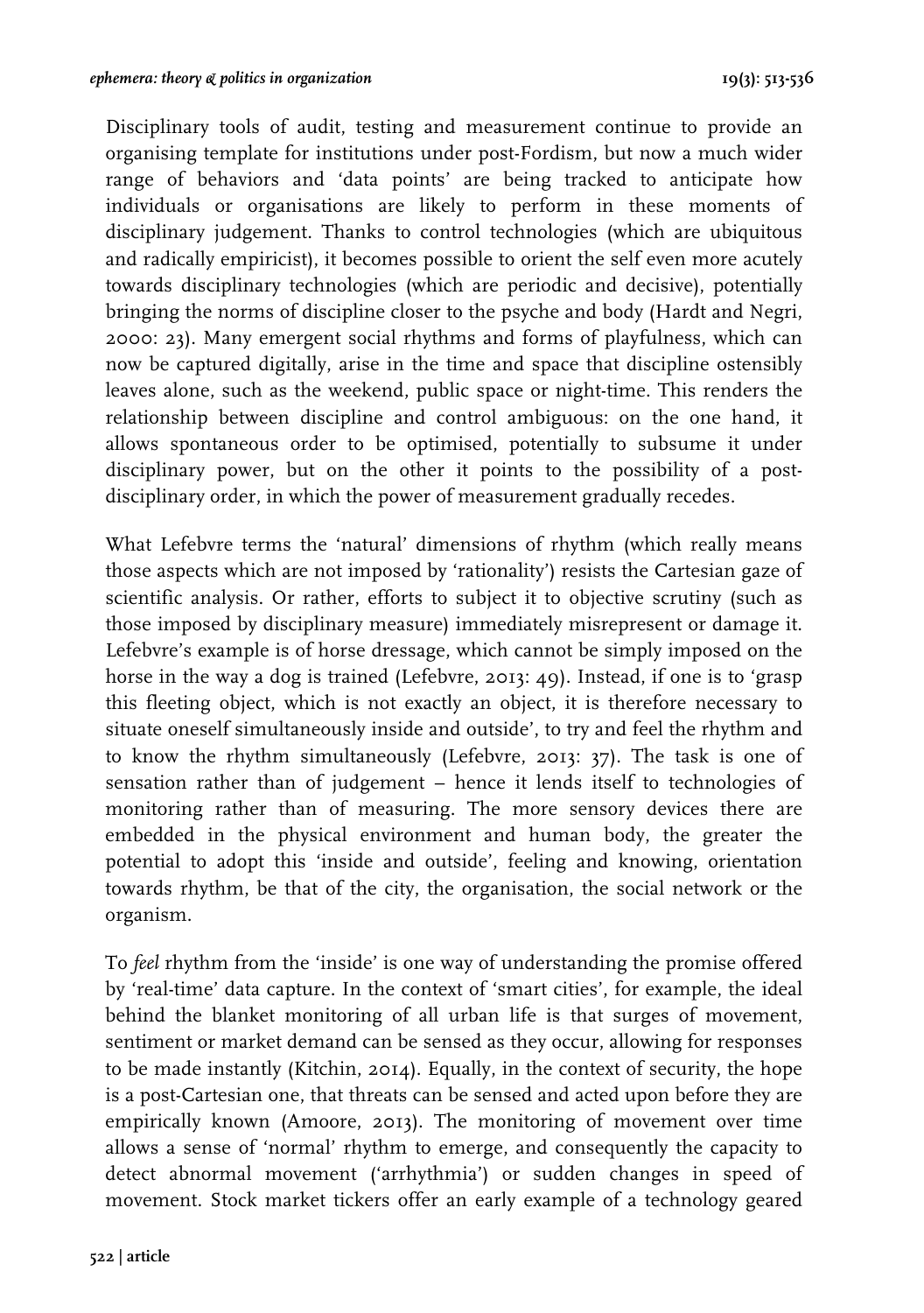Disciplinary tools of audit, testing and measurement continue to provide an organising template for institutions under post-Fordism, but now a much wider range of behaviors and 'data points' are being tracked to anticipate how individuals or organisations are likely to perform in these moments of disciplinary judgement. Thanks to control technologies (which are ubiquitous and radically empiricist), it becomes possible to orient the self even more acutely towards disciplinary technologies (which are periodic and decisive), potentially bringing the norms of discipline closer to the psyche and body (Hardt and Negri, 2000: 23). Many emergent social rhythms and forms of playfulness, which can now be captured digitally, arise in the time and space that discipline ostensibly leaves alone, such as the weekend, public space or night-time. This renders the relationship between discipline and control ambiguous: on the one hand, it allows spontaneous order to be optimised, potentially to subsume it under disciplinary power, but on the other it points to the possibility of a post-disciplinary order, in which the power of measurement gradually recedes.

What Lefebvre terms the 'natural' dimensions of rhythm (which really means those aspects which are not imposed by 'rationality') resists the Cartesian gaze of scientific analysis. Or rather, efforts to subject it to objective scrutiny (such as those imposed by disciplinary measure) immediately misrepresent or damage it. Lefebvre's example is of horse dressage, which cannot be simply imposed on the horse in the way a dog is trained (Lefebvre, 2013: 49). Instead, if one is to 'grasp this fleeting object, which is not exactly an object, it is therefore necessary to situate oneself simultaneously inside and outside', to try and feel the rhythm and to know the rhythm simultaneously (Lefebvre, 2013: 37). The task is one of sensation rather than of judgement – hence it lends itself to technologies of monitoring rather than of measuring. The more sensory devices there are embedded in the physical environment and human body, the greater the potential to adopt this 'inside and outside', feeling and knowing, orientation towards rhythm, be that of the city, the organisation, the social network or the organism.

To *feel* rhythm from the 'inside' is one way of understanding the promise offered by 'real-time' data capture. In the context of 'smart cities', for example, the ideal behind the blanket monitoring of all urban life is that surges of movement, sentiment or market demand can be sensed as they occur, allowing for responses to be made instantly (Kitchin, 2014). Equally, in the context of security, the hope is a post-Cartesian one, that threats can be sensed and acted upon before they are empirically known (Amoore, 2013). The monitoring of movement over time allows a sense of 'normal' rhythm to emerge, and consequently the capacity to detect abnormal movement ('arrhythmia') or sudden changes in speed of movement. Stock market tickers offer an early example of a technology geared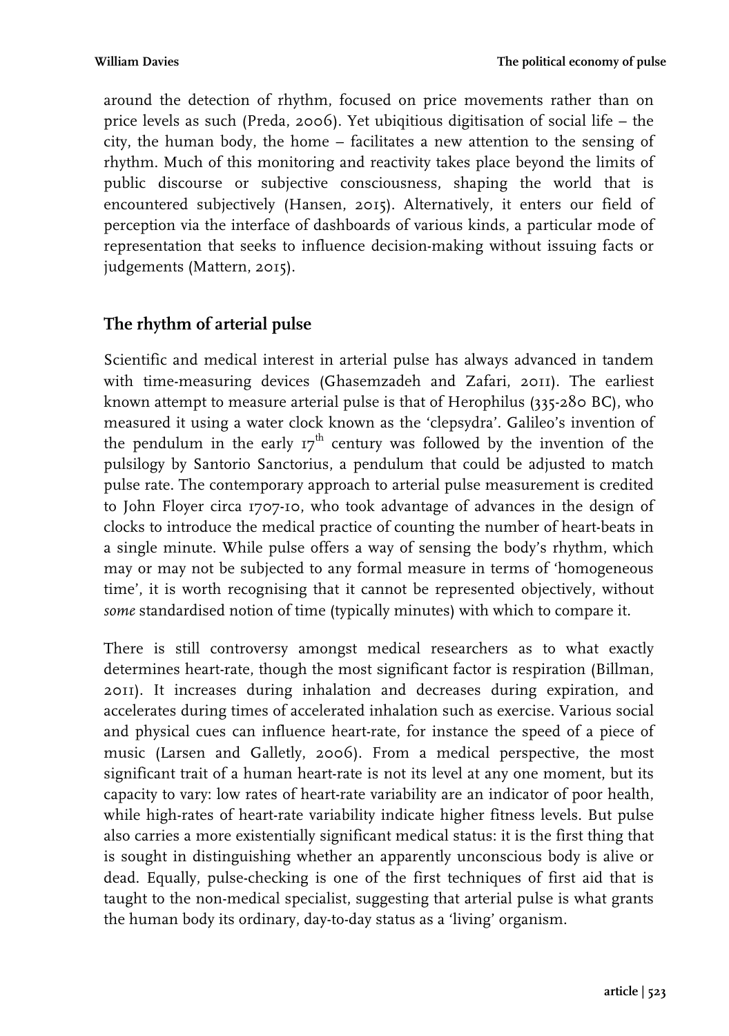around the detection of rhythm, focused on price movements rather than on price levels as such (Preda, 2006). Yet ubiqitious digitisation of social life – the city, the human body, the home – facilitates a new attention to the sensing of rhythm. Much of this monitoring and reactivity takes place beyond the limits of public discourse or subjective consciousness, shaping the world that is encountered subjectively (Hansen, 2015). Alternatively, it enters our field of perception via the interface of dashboards of various kinds, a particular mode of representation that seeks to influence decision-making without issuing facts or judgements (Mattern, 2015).

## The rhythm of arterial pulse

Scientific and medical interest in arterial pulse has always advanced in tandem with time-measuring devices (Ghasemzadeh and Zafari, 2011). The earliest known attempt to measure arterial pulse is that of Herophilus (335-280 BC), who measured it using a water clock known as the 'clepsydra'. Galileo's invention of the pendulum in the early 17th century was followed by the invention of the pulsilogy by Santorio Sanctorius, a pendulum that could be adjusted to match pulse rate. The contemporary approach to arterial pulse measurement is credited to John Floyer circa 1707-10, who took advantage of advances in the design of clocks to introduce the medical practice of counting the number of heart-beats in a single minute. While pulse offers a way of sensing the body's rhythm, which may or may not be subjected to any formal measure in terms of 'homogeneous time', it is worth recognising that it cannot be represented objectively, without *some* standardised notion of time (typically minutes) with which to compare it.

There is still controversy amongst medical researchers as to what exactly determines heart-rate, though the most significant factor is respiration (Billman, 2011). It increases during inhalation and decreases during expiration, and accelerates during times of accelerated inhalation such as exercise. Various social and physical cues can influence heart-rate, for instance the speed of a piece of music (Larsen and Galletly, 2006). From a medical perspective, the most significant trait of a human heart-rate is not its level at any one moment, but its capacity to vary: low rates of heart-rate variability are an indicator of poor health, while high-rates of heart-rate variability indicate higher fitness levels. But pulse also carries a more existentially significant medical status: it is the first thing that is sought in distinguishing whether an apparently unconscious body is alive or dead. Equally, pulse-checking is one of the first techniques of first aid that is taught to the non-medical specialist, suggesting that arterial pulse is what grants the human body its ordinary, day-to-day status as a 'living' organism.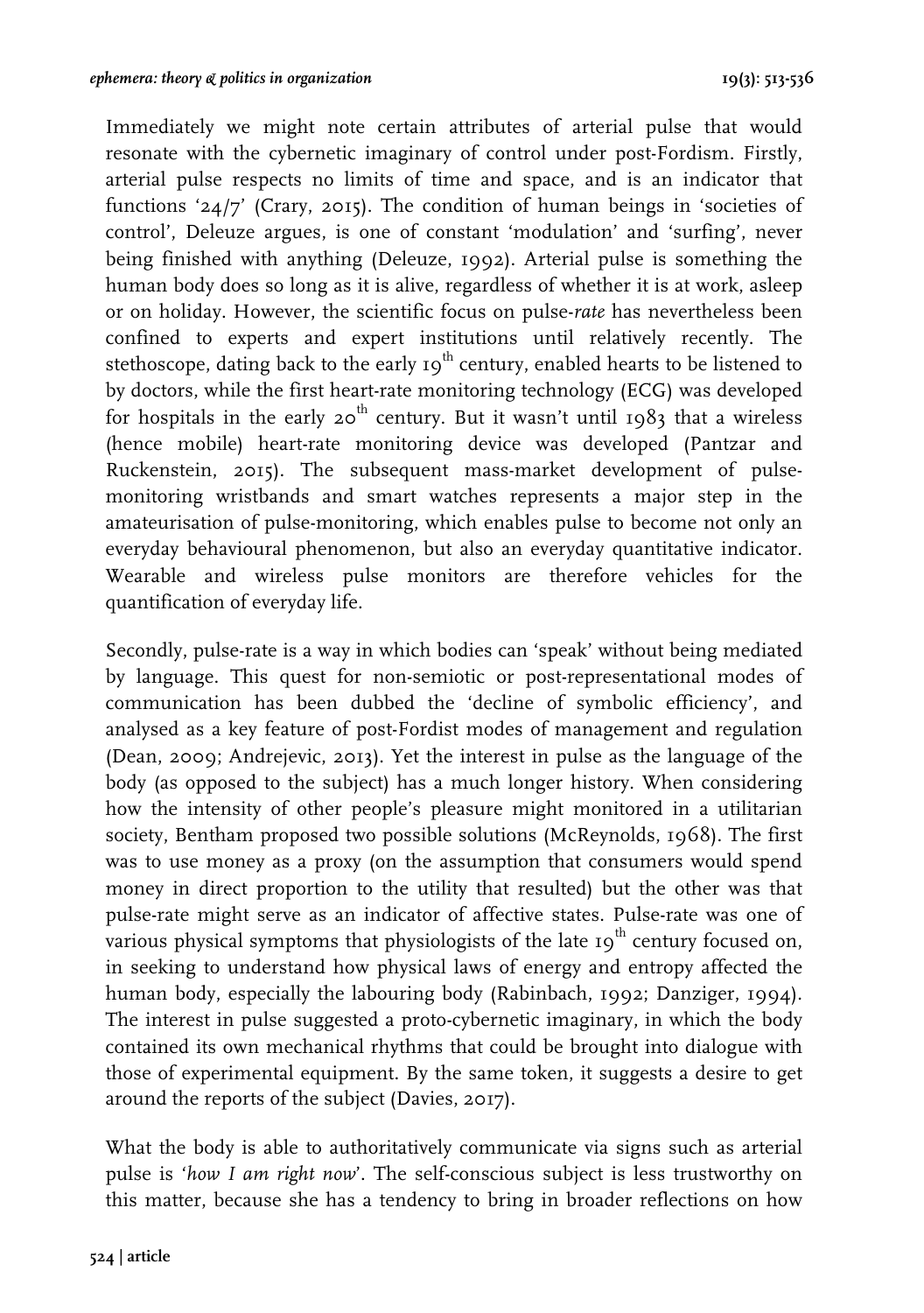Immediately we might note certain attributes of arterial pulse that would resonate with the cybernetic imaginary of control under post-Fordism. Firstly, arterial pulse respects no limits of time and space, and is an indicator that functions '24/7' (Crary, 2015). The condition of human beings in 'societies of control', Deleuze argues, is one of constant 'modulation' and 'surfing', never being finished with anything (Deleuze, 1992). Arterial pulse is something the human body does so long as it is alive, regardless of whether it is at work, asleep or on holiday. However, the scientific focus on pulse-*rate* has nevertheless been confined to experts and expert institutions until relatively recently. The stethoscope, dating back to the early 19th century, enabled hearts to be listened to by doctors, while the first heart-rate monitoring technology (ECG) was developed for hospitals in the early 20th century. But it wasn't until 1983 that a wireless (hence mobile) heart-rate monitoring device was developed (Pantzar and Ruckenstein, 2015). The subsequent mass-market development of pulse-monitoring wristbands and smart watches represents a major step in the amateurisation of pulse-monitoring, which enables pulse to become not only an everyday behavioural phenomenon, but also an everyday quantitative indicator. Wearable and wireless pulse monitors are therefore vehicles for the quantification of everyday life.

Secondly, pulse-rate is a way in which bodies can 'speak' without being mediated by language. This quest for non-semiotic or post-representational modes of communication has been dubbed the 'decline of symbolic efficiency', and analysed as a key feature of post-Fordist modes of management and regulation (Dean, 2009; Andrejevic, 2013). Yet the interest in pulse as the language of the body (as opposed to the subject) has a much longer history. When considering how the intensity of other people's pleasure might monitored in a utilitarian society, Bentham proposed two possible solutions (McReynolds, 1968). The first was to use money as a proxy (on the assumption that consumers would spend money in direct proportion to the utility that resulted) but the other was that pulse-rate might serve as an indicator of affective states. Pulse-rate was one of various physical symptoms that physiologists of the late 19th century focused on, in seeking to understand how physical laws of energy and entropy affected the human body, especially the labouring body (Rabinbach, 1992; Danziger, 1994). The interest in pulse suggested a proto-cybernetic imaginary, in which the body contained its own mechanical rhythms that could be brought into dialogue with those of experimental equipment. By the same token, it suggests a desire to get around the reports of the subject (Davies, 2017).

What the body is able to authoritatively communicate via signs such as arterial pulse is '*how I am right now*'. The self-conscious subject is less trustworthy on this matter, because she has a tendency to bring in broader reflections on how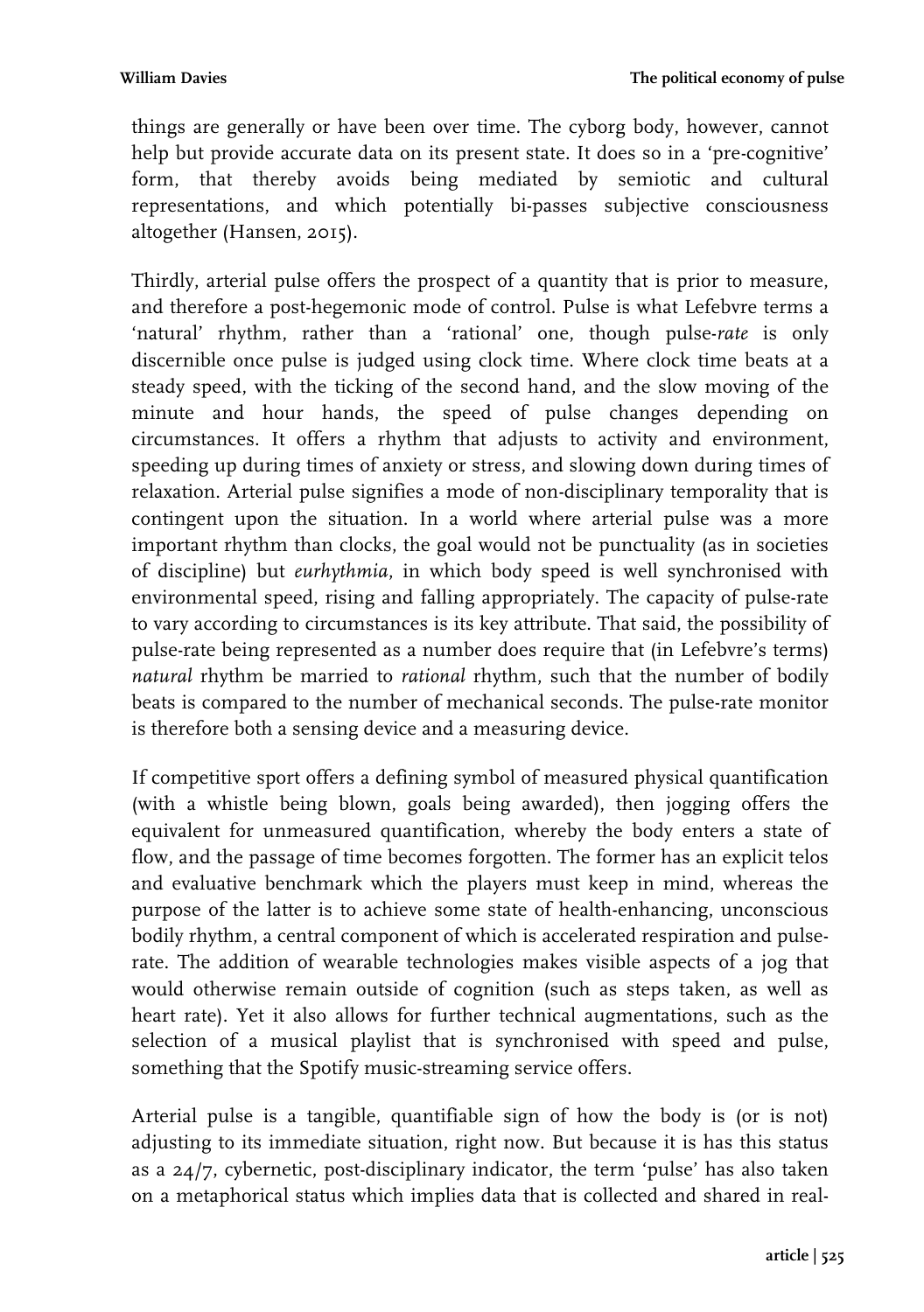things are generally or have been over time. The cyborg body, however, cannot help but provide accurate data on its present state. It does so in a 'pre-cognitive' form, that thereby avoids being mediated by semiotic and cultural representations, and which potentially bi-passes subjective consciousness altogether (Hansen, 2015).

Thirdly, arterial pulse offers the prospect of a quantity that is prior to measure, and therefore a post-hegemonic mode of control. Pulse is what Lefebvre terms a 'natural' rhythm, rather than a 'rational' one, though pulse-*rate* is only discernible once pulse is judged using clock time. Where clock time beats at a steady speed, with the ticking of the second hand, and the slow moving of the minute and hour hands, the speed of pulse changes depending on circumstances. It offers a rhythm that adjusts to activity and environment, speeding up during times of anxiety or stress, and slowing down during times of relaxation. Arterial pulse signifies a mode of non-disciplinary temporality that is contingent upon the situation. In a world where arterial pulse was a more important rhythm than clocks, the goal would not be punctuality (as in societies of discipline) but *eurhythmia*, in which body speed is well synchronised with environmental speed, rising and falling appropriately. The capacity of pulse-rate to vary according to circumstances is its key attribute. That said, the possibility of pulse-rate being represented as a number does require that (in Lefebvre's terms) *natural* rhythm be married to *rational* rhythm, such that the number of bodily beats is compared to the number of mechanical seconds. The pulse-rate monitor is therefore both a sensing device and a measuring device.

If competitive sport offers a defining symbol of measured physical quantification (with a whistle being blown, goals being awarded), then jogging offers the equivalent for unmeasured quantification, whereby the body enters a state of flow, and the passage of time becomes forgotten. The former has an explicit telos and evaluative benchmark which the players must keep in mind, whereas the purpose of the latter is to achieve some state of health-enhancing, unconscious bodily rhythm, a central component of which is accelerated respiration and pulse-rate. The addition of wearable technologies makes visible aspects of a jog that would otherwise remain outside of cognition (such as steps taken, as well as heart rate). Yet it also allows for further technical augmentations, such as the selection of a musical playlist that is synchronised with speed and pulse, something that the Spotify music-streaming service offers.

Arterial pulse is a tangible, quantifiable sign of how the body is (or is not) adjusting to its immediate situation, right now. But because it is has this status as a 24/7, cybernetic, post-disciplinary indicator, the term 'pulse' has also taken on a metaphorical status which implies data that is collected and shared in real-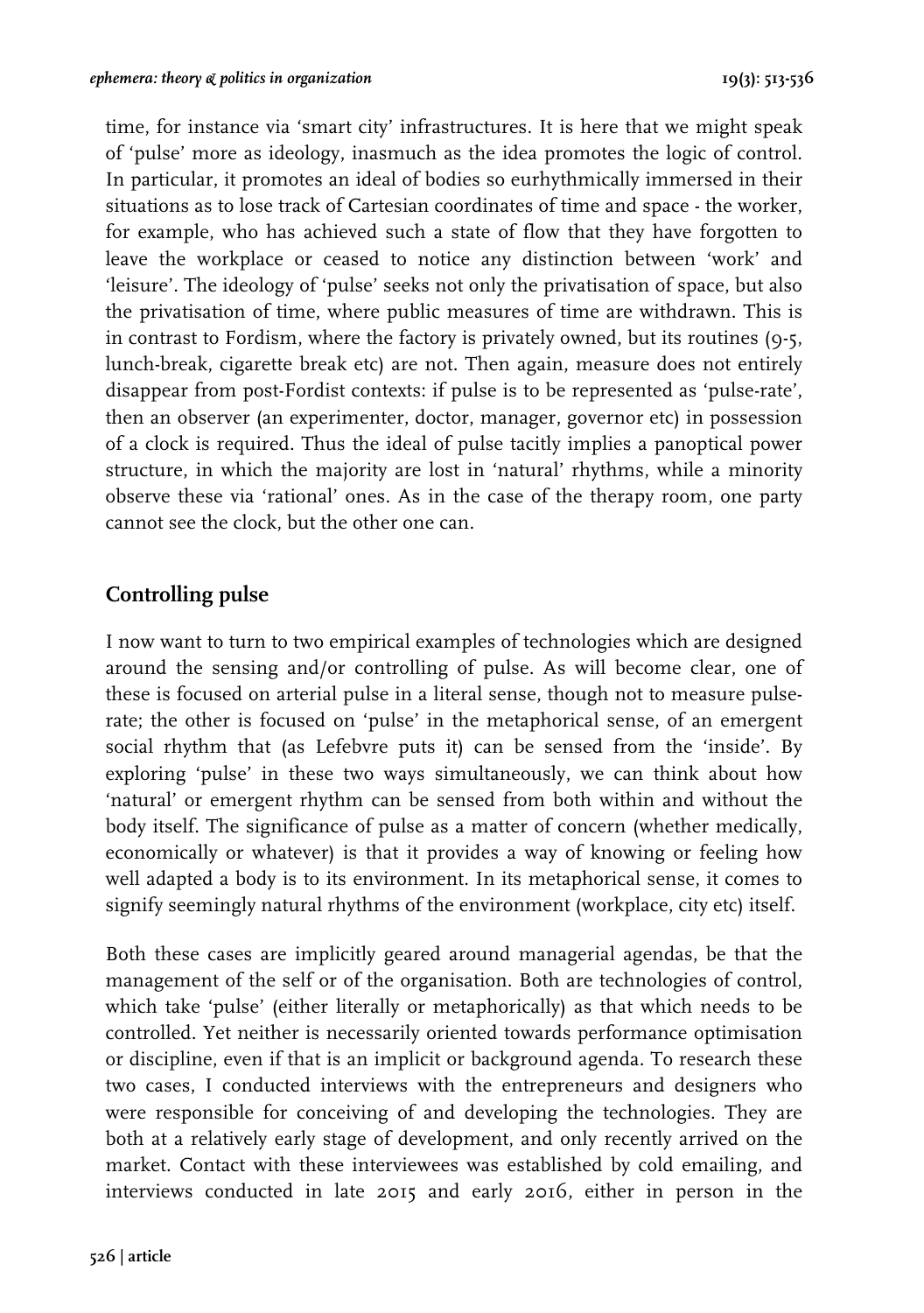time, for instance via 'smart city' infrastructures. It is here that we might speak of 'pulse' more as ideology, inasmuch as the idea promotes the logic of control. In particular, it promotes an ideal of bodies so eurhythmically immersed in their situations as to lose track of Cartesian coordinates of time and space - the worker, for example, who has achieved such a state of flow that they have forgotten to leave the workplace or ceased to notice any distinction between 'work' and 'leisure'. The ideology of 'pulse' seeks not only the privatisation of space, but also the privatisation of time, where public measures of time are withdrawn. This is in contrast to Fordism, where the factory is privately owned, but its routines (9-5, lunch-break, cigarette break etc) are not. Then again, measure does not entirely disappear from post-Fordist contexts: if pulse is to be represented as 'pulse-rate', then an observer (an experimenter, doctor, manager, governor etc) in possession of a clock is required. Thus the ideal of pulse tacitly implies a panoptical power structure, in which the majority are lost in 'natural' rhythms, while a minority observe these via 'rational' ones. As in the case of the therapy room, one party cannot see the clock, but the other one can.

## Controlling pulse

I now want to turn to two empirical examples of technologies which are designed around the sensing and/or controlling of pulse. As will become clear, one of these is focused on arterial pulse in a literal sense, though not to measure pulse-rate; the other is focused on 'pulse' in the metaphorical sense, of an emergent social rhythm that (as Lefebvre puts it) can be sensed from the 'inside'. By exploring 'pulse' in these two ways simultaneously, we can think about how 'natural' or emergent rhythm can be sensed from both within and without the body itself. The significance of pulse as a matter of concern (whether medically, economically or whatever) is that it provides a way of knowing or feeling how well adapted a body is to its environment. In its metaphorical sense, it comes to signify seemingly natural rhythms of the environment (workplace, city etc) itself.

Both these cases are implicitly geared around managerial agendas, be that the management of the self or of the organisation. Both are technologies of control, which take 'pulse' (either literally or metaphorically) as that which needs to be controlled. Yet neither is necessarily oriented towards performance optimisation or discipline, even if that is an implicit or background agenda. To research these two cases, I conducted interviews with the entrepreneurs and designers who were responsible for conceiving of and developing the technologies. They are both at a relatively early stage of development, and only recently arrived on the market. Contact with these interviewees was established by cold emailing, and interviews conducted in late 2015 and early 2016, either in person in the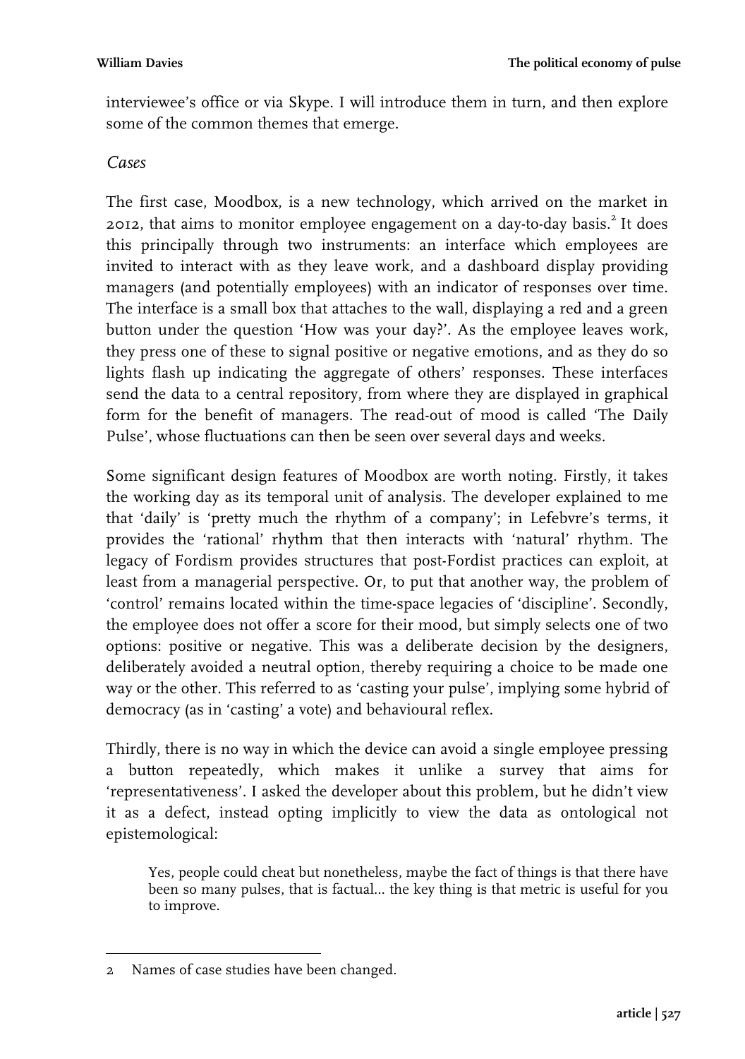interviewee's office or via Skype. I will introduce them in turn, and then explore some of the common themes that emerge.

*Cases*

The first case, Moodbox, is a new technology, which arrived on the market in 2012, that aims to monitor employee engagement on a day-to-day basis.[2] It does this principally through two instruments: an interface which employees are invited to interact with as they leave work, and a dashboard display providing managers (and potentially employees) with an indicator of responses over time. The interface is a small box that attaches to the wall, displaying a red and a green button under the question 'How was your day?'. As the employee leaves work, they press one of these to signal positive or negative emotions, and as they do so lights flash up indicating the aggregate of others' responses. These interfaces send the data to a central repository, from where they are displayed in graphical form for the benefit of managers. The read-out of mood is called 'The Daily Pulse', whose fluctuations can then be seen over several days and weeks.

Some significant design features of Moodbox are worth noting. Firstly, it takes the working day as its temporal unit of analysis. The developer explained to me that 'daily' is 'pretty much the rhythm of a company'; in Lefebvre's terms, it provides the 'rational' rhythm that then interacts with 'natural' rhythm. The legacy of Fordism provides structures that post-Fordist practices can exploit, at least from a managerial perspective. Or, to put that another way, the problem of 'control' remains located within the time-space legacies of 'discipline'. Secondly, the employee does not offer a score for their mood, but simply selects one of two options: positive or negative. This was a deliberate decision by the designers, deliberately avoided a neutral option, thereby requiring a choice to be made one way or the other. This referred to as 'casting your pulse', implying some hybrid of democracy (as in 'casting' a vote) and behavioural reflex.

Thirdly, there is no way in which the device can avoid a single employee pressing a button repeatedly, which makes it unlike a survey that aims for 'representativeness'. I asked the developer about this problem, but he didn't view it as a defect, instead opting implicitly to view the data as ontological not epistemological:

> Yes, people could cheat but nonetheless, maybe the fact of things is that there have been so many pulses, that is factual... the key thing is that metric is useful for you to improve.

---

2 Names of case studies have been changed.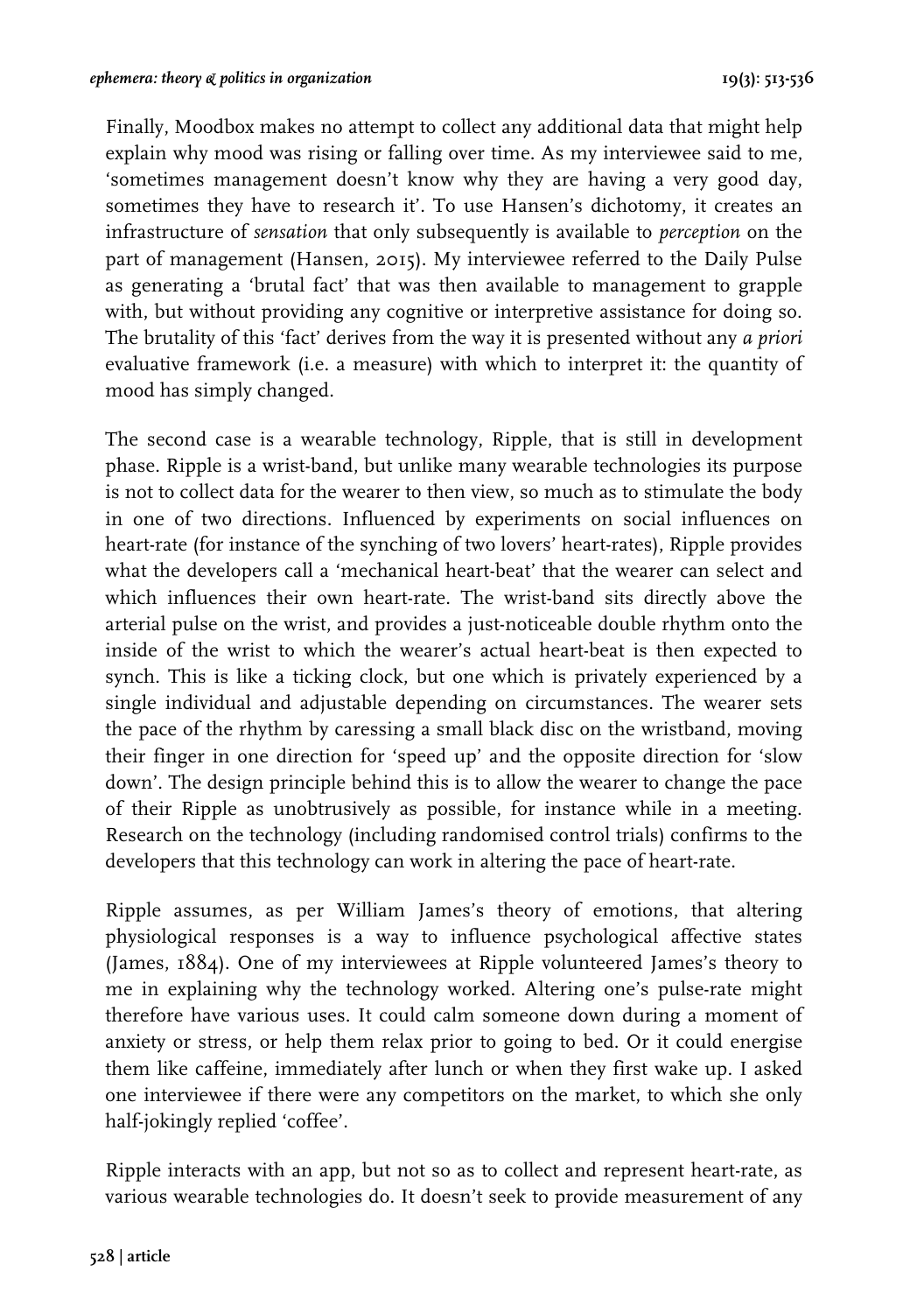Finally, Moodbox makes no attempt to collect any additional data that might help explain why mood was rising or falling over time. As my interviewee said to me, 'sometimes management doesn't know why they are having a very good day, sometimes they have to research it'. To use Hansen's dichotomy, it creates an infrastructure of *sensation* that only subsequently is available to *perception* on the part of management (Hansen, 2015). My interviewee referred to the Daily Pulse as generating a 'brutal fact' that was then available to management to grapple with, but without providing any cognitive or interpretive assistance for doing so. The brutality of this 'fact' derives from the way it is presented without any *a priori* evaluative framework (i.e. a measure) with which to interpret it: the quantity of mood has simply changed.

The second case is a wearable technology, Ripple, that is still in development phase. Ripple is a wrist-band, but unlike many wearable technologies its purpose is not to collect data for the wearer to then view, so much as to stimulate the body in one of two directions. Influenced by experiments on social influences on heart-rate (for instance of the synching of two lovers' heart-rates), Ripple provides what the developers call a 'mechanical heart-beat' that the wearer can select and which influences their own heart-rate. The wrist-band sits directly above the arterial pulse on the wrist, and provides a just-noticeable double rhythm onto the inside of the wrist to which the wearer's actual heart-beat is then expected to synch. This is like a ticking clock, but one which is privately experienced by a single individual and adjustable depending on circumstances. The wearer sets the pace of the rhythm by caressing a small black disc on the wristband, moving their finger in one direction for 'speed up' and the opposite direction for 'slow down'. The design principle behind this is to allow the wearer to change the pace of their Ripple as unobtrusively as possible, for instance while in a meeting. Research on the technology (including randomised control trials) confirms to the developers that this technology can work in altering the pace of heart-rate.

Ripple assumes, as per William James's theory of emotions, that altering physiological responses is a way to influence psychological affective states (James, 1884). One of my interviewees at Ripple volunteered James's theory to me in explaining why the technology worked. Altering one's pulse-rate might therefore have various uses. It could calm someone down during a moment of anxiety or stress, or help them relax prior to going to bed. Or it could energise them like caffeine, immediately after lunch or when they first wake up. I asked one interviewee if there were any competitors on the market, to which she only half-jokingly replied 'coffee'.

Ripple interacts with an app, but not so as to collect and represent heart-rate, as various wearable technologies do. It doesn't seek to provide measurement of any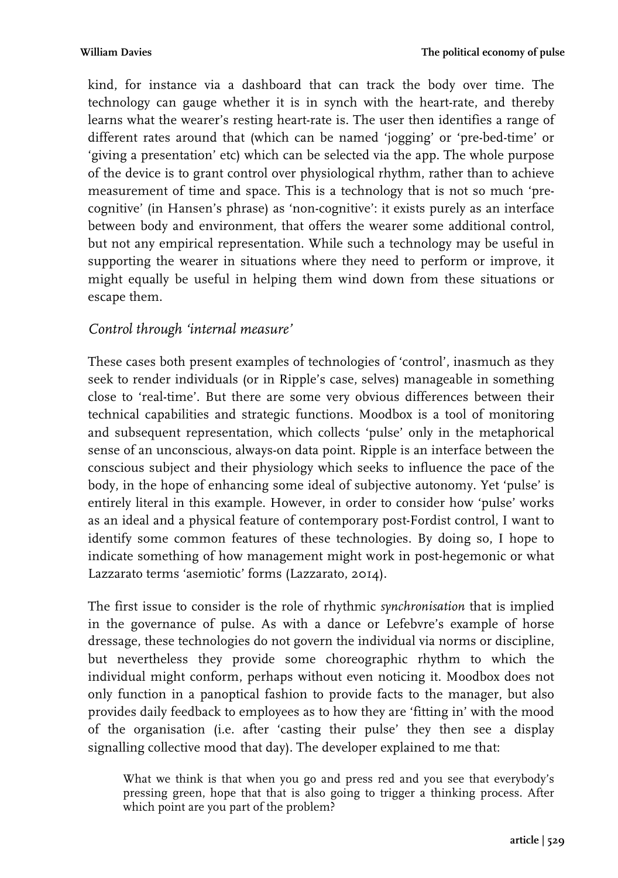kind, for instance via a dashboard that can track the body over time. The technology can gauge whether it is in synch with the heart-rate, and thereby learns what the wearer's resting heart-rate is. The user then identifies a range of different rates around that (which can be named 'jogging' or 'pre-bed-time' or 'giving a presentation' etc) which can be selected via the app. The whole purpose of the device is to grant control over physiological rhythm, rather than to achieve measurement of time and space. This is a technology that is not so much 'pre-cognitive' (in Hansen's phrase) as 'non-cognitive': it exists purely as an interface between body and environment, that offers the wearer some additional control, but not any empirical representation. While such a technology may be useful in supporting the wearer in situations where they need to perform or improve, it might equally be useful in helping them wind down from these situations or escape them.

### *Control through 'internal measure'*

These cases both present examples of technologies of 'control', inasmuch as they seek to render individuals (or in Ripple's case, selves) manageable in something close to 'real-time'. But there are some very obvious differences between their technical capabilities and strategic functions. Moodbox is a tool of monitoring and subsequent representation, which collects 'pulse' only in the metaphorical sense of an unconscious, always-on data point. Ripple is an interface between the conscious subject and their physiology which seeks to influence the pace of the body, in the hope of enhancing some ideal of subjective autonomy. Yet 'pulse' is entirely literal in this example. However, in order to consider how 'pulse' works as an ideal and a physical feature of contemporary post-Fordist control, I want to identify some common features of these technologies. By doing so, I hope to indicate something of how management might work in post-hegemonic or what Lazzarato terms 'asemiotic' forms (Lazzarato, 2014).

The first issue to consider is the role of rhythmic *synchronisation* that is implied in the governance of pulse. As with a dance or Lefebvre's example of horse dressage, these technologies do not govern the individual via norms or discipline, but nevertheless they provide some choreographic rhythm to which the individual might conform, perhaps without even noticing it. Moodbox does not only function in a panoptical fashion to provide facts to the manager, but also provides daily feedback to employees as to how they are 'fitting in' with the mood of the organisation (i.e. after 'casting their pulse' they then see a display signalling collective mood that day). The developer explained to me that:

> What we think is that when you go and press red and you see that everybody's pressing green, hope that that is also going to trigger a thinking process. After which point are you part of the problem?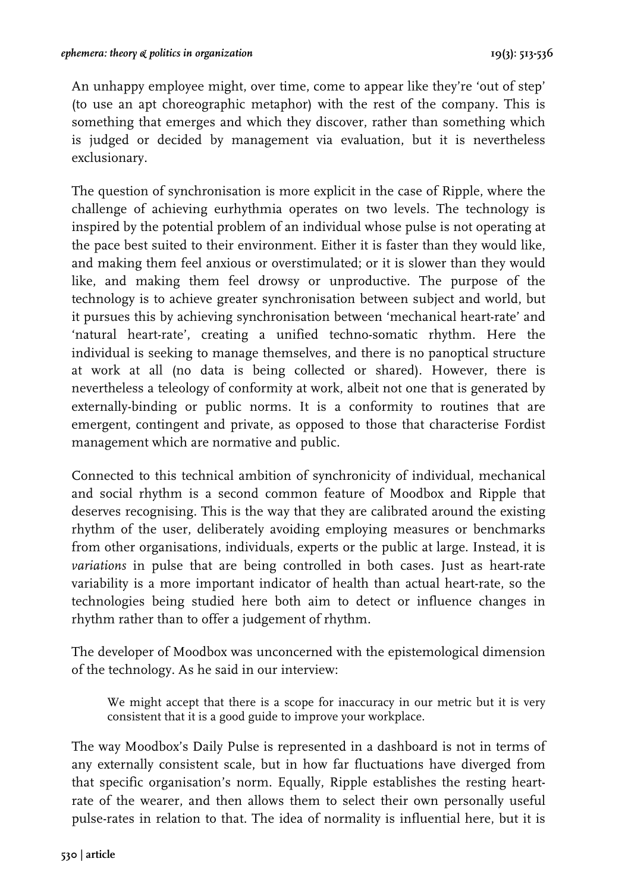An unhappy employee might, over time, come to appear like they're 'out of step' (to use an apt choreographic metaphor) with the rest of the company. This is something that emerges and which they discover, rather than something which is judged or decided by management via evaluation, but it is nevertheless exclusionary.

The question of synchronisation is more explicit in the case of Ripple, where the challenge of achieving eurhythmia operates on two levels. The technology is inspired by the potential problem of an individual whose pulse is not operating at the pace best suited to their environment. Either it is faster than they would like, and making them feel anxious or overstimulated; or it is slower than they would like, and making them feel drowsy or unproductive. The purpose of the technology is to achieve greater synchronisation between subject and world, but it pursues this by achieving synchronisation between 'mechanical heart-rate' and 'natural heart-rate', creating a unified techno-somatic rhythm. Here the individual is seeking to manage themselves, and there is no panoptical structure at work at all (no data is being collected or shared). However, there is nevertheless a teleology of conformity at work, albeit not one that is generated by externally-binding or public norms. It is a conformity to routines that are emergent, contingent and private, as opposed to those that characterise Fordist management which are normative and public.

Connected to this technical ambition of synchronicity of individual, mechanical and social rhythm is a second common feature of Moodbox and Ripple that deserves recognising. This is the way that they are calibrated around the existing rhythm of the user, deliberately avoiding employing measures or benchmarks from other organisations, individuals, experts or the public at large. Instead, it is *variations* in pulse that are being controlled in both cases. Just as heart-rate variability is a more important indicator of health than actual heart-rate, so the technologies being studied here both aim to detect or influence changes in rhythm rather than to offer a judgement of rhythm.

The developer of Moodbox was unconcerned with the epistemological dimension of the technology. As he said in our interview:

> We might accept that there is a scope for inaccuracy in our metric but it is very consistent that it is a good guide to improve your workplace.

The way Moodbox's Daily Pulse is represented in a dashboard is not in terms of any externally consistent scale, but in how far fluctuations have diverged from that specific organisation's norm. Equally, Ripple establishes the resting heart-rate of the wearer, and then allows them to select their own personally useful pulse-rates in relation to that. The idea of normality is influential here, but it is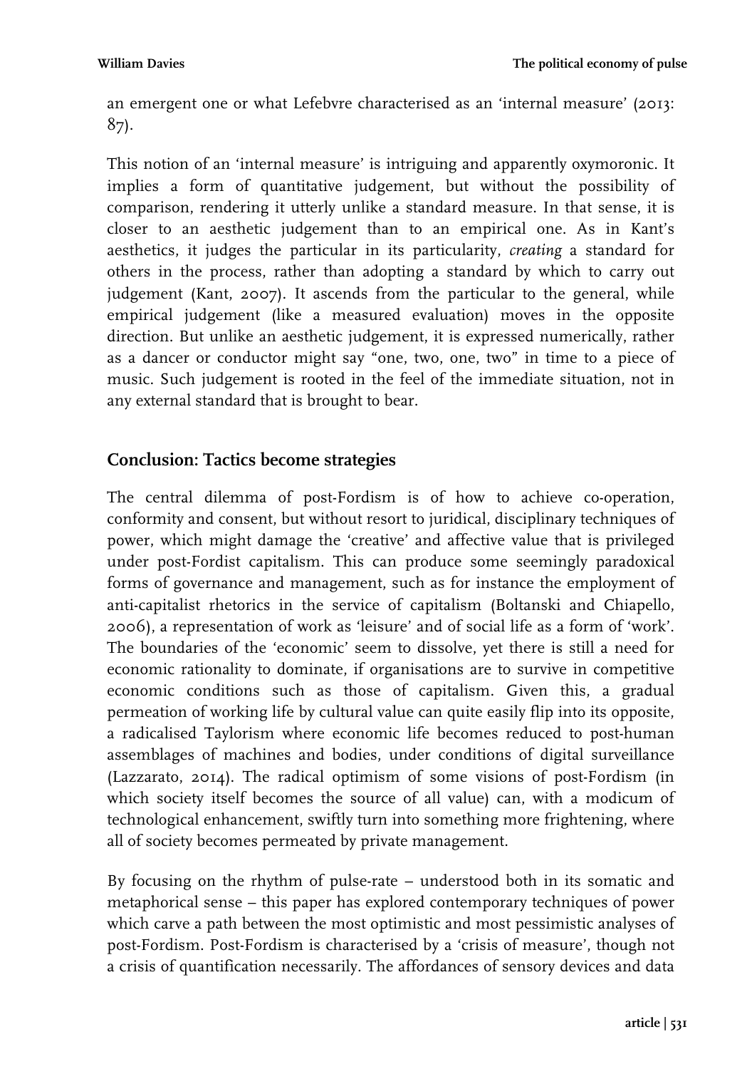an emergent one or what Lefebvre characterised as an 'internal measure' (2013: 87).

This notion of an 'internal measure' is intriguing and apparently oxymoronic. It implies a form of quantitative judgement, but without the possibility of comparison, rendering it utterly unlike a standard measure. In that sense, it is closer to an aesthetic judgement than to an empirical one. As in Kant's aesthetics, it judges the particular in its particularity, *creating* a standard for others in the process, rather than adopting a standard by which to carry out judgement (Kant, 2007). It ascends from the particular to the general, while empirical judgement (like a measured evaluation) moves in the opposite direction. But unlike an aesthetic judgement, it is expressed numerically, rather as a dancer or conductor might say "one, two, one, two" in time to a piece of music. Such judgement is rooted in the feel of the immediate situation, not in any external standard that is brought to bear.

## Conclusion: Tactics become strategies

The central dilemma of post-Fordism is of how to achieve co-operation, conformity and consent, but without resort to juridical, disciplinary techniques of power, which might damage the 'creative' and affective value that is privileged under post-Fordist capitalism. This can produce some seemingly paradoxical forms of governance and management, such as for instance the employment of anti-capitalist rhetorics in the service of capitalism (Boltanski and Chiapello, 2006), a representation of work as 'leisure' and of social life as a form of 'work'. The boundaries of the 'economic' seem to dissolve, yet there is still a need for economic rationality to dominate, if organisations are to survive in competitive economic conditions such as those of capitalism. Given this, a gradual permeation of working life by cultural value can quite easily flip into its opposite, a radicalised Taylorism where economic life becomes reduced to post-human assemblages of machines and bodies, under conditions of digital surveillance (Lazzarato, 2014). The radical optimism of some visions of post-Fordism (in which society itself becomes the source of all value) can, with a modicum of technological enhancement, swiftly turn into something more frightening, where all of society becomes permeated by private management.

By focusing on the rhythm of pulse-rate – understood both in its somatic and metaphorical sense – this paper has explored contemporary techniques of power which carve a path between the most optimistic and most pessimistic analyses of post-Fordism. Post-Fordism is characterised by a 'crisis of measure', though not a crisis of quantification necessarily. The affordances of sensory devices and data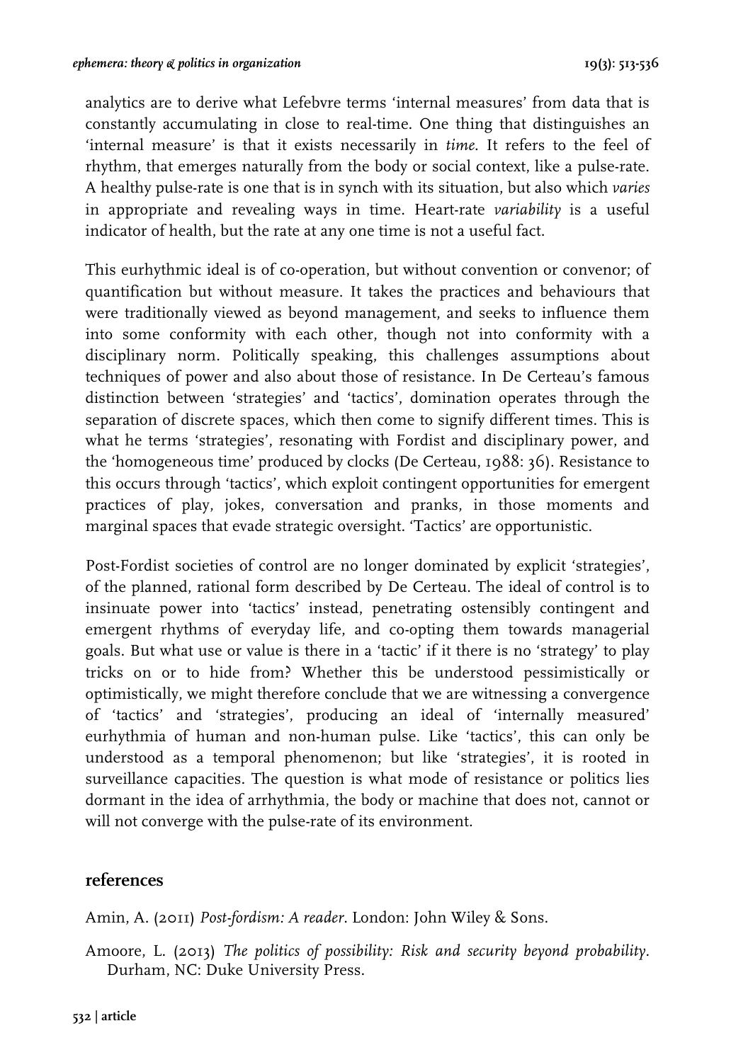analytics are to derive what Lefebvre terms 'internal measures' from data that is constantly accumulating in close to real-time. One thing that distinguishes an 'internal measure' is that it exists necessarily in *time*. It refers to the feel of rhythm, that emerges naturally from the body or social context, like a pulse-rate. A healthy pulse-rate is one that is in synch with its situation, but also which *varies* in appropriate and revealing ways in time. Heart-rate *variability* is a useful indicator of health, but the rate at any one time is not a useful fact.

This eurhythmic ideal is of co-operation, but without convention or convenor; of quantification but without measure. It takes the practices and behaviours that were traditionally viewed as beyond management, and seeks to influence them into some conformity with each other, though not into conformity with a disciplinary norm. Politically speaking, this challenges assumptions about techniques of power and also about those of resistance. In De Certeau's famous distinction between 'strategies' and 'tactics', domination operates through the separation of discrete spaces, which then come to signify different times. This is what he terms 'strategies', resonating with Fordist and disciplinary power, and the 'homogeneous time' produced by clocks (De Certeau, 1988: 36). Resistance to this occurs through 'tactics', which exploit contingent opportunities for emergent practices of play, jokes, conversation and pranks, in those moments and marginal spaces that evade strategic oversight. 'Tactics' are opportunistic.

Post-Fordist societies of control are no longer dominated by explicit 'strategies', of the planned, rational form described by De Certeau. The ideal of control is to insinuate power into 'tactics' instead, penetrating ostensibly contingent and emergent rhythms of everyday life, and co-opting them towards managerial goals. But what use or value is there in a 'tactic' if it there is no 'strategy' to play tricks on or to hide from? Whether this be understood pessimistically or optimistically, we might therefore conclude that we are witnessing a convergence of 'tactics' and 'strategies', producing an ideal of 'internally measured' eurhythmia of human and non-human pulse. Like 'tactics', this can only be understood as a temporal phenomenon; but like 'strategies', it is rooted in surveillance capacities. The question is what mode of resistance or politics lies dormant in the idea of arrhythmia, the body or machine that does not, cannot or will not converge with the pulse-rate of its environment.

## references

Amin, A. (2011) *Post-fordism: A reader*. London: John Wiley & Sons.

Amoore, L. (2013) *The politics of possibility: Risk and security beyond probability*. Durham, NC: Duke University Press.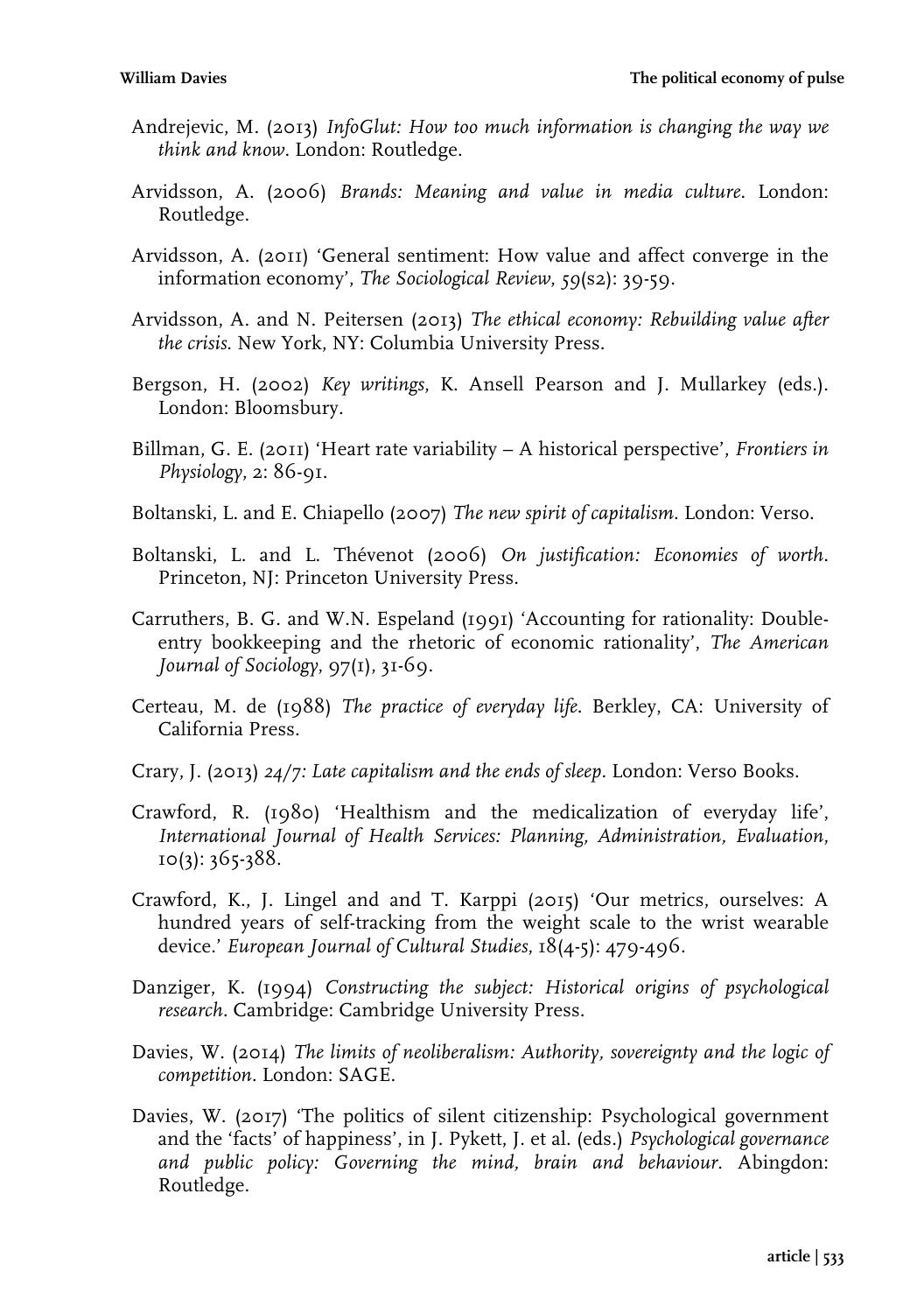Andrejevic, M. (2013) *InfoGlut: How too much information is changing the way we think and know*. London: Routledge.

Arvidsson, A. (2006) *Brands: Meaning and value in media culture*. London: Routledge.

Arvidsson, A. (2011) 'General sentiment: How value and affect converge in the information economy', *The Sociological Review*, 59(s2): 39-59.

Arvidsson, A. and N. Peitersen (2013) *The ethical economy: Rebuilding value after the crisis*. New York, NY: Columbia University Press.

Bergson, H. (2002) *Key writings*, K. Ansell Pearson and J. Mullarkey (eds.). London: Bloomsbury.

Billman, G. E. (2011) 'Heart rate variability – A historical perspective', *Frontiers in Physiology*, 2: 86-91.

Boltanski, L. and E. Chiapello (2007) *The new spirit of capitalism*. London: Verso.

Boltanski, L. and L. Thévenot (2006) *On justification: Economies of worth*. Princeton, NJ: Princeton University Press.

Carruthers, B. G. and W.N. Espeland (1991) 'Accounting for rationality: Double-entry bookkeeping and the rhetoric of economic rationality', *The American Journal of Sociology*, 97(1), 31-69.

Certeau, M. de (1988) *The practice of everyday life*. Berkley, CA: University of California Press.

Crary, J. (2013) *24/7: Late capitalism and the ends of sleep*. London: Verso Books.

Crawford, R. (1980) 'Healthism and the medicalization of everyday life', *International Journal of Health Services: Planning, Administration, Evaluation*, 10(3): 365-388.

Crawford, K., J. Lingel and and T. Karppi (2015) 'Our metrics, ourselves: A hundred years of self-tracking from the weight scale to the wrist wearable device.' *European Journal of Cultural Studies*, 18(4-5): 479-496.

Danziger, K. (1994) *Constructing the subject: Historical origins of psychological research*. Cambridge: Cambridge University Press.

Davies, W. (2014) *The limits of neoliberalism: Authority, sovereignty and the logic of competition*. London: SAGE.

Davies, W. (2017) 'The politics of silent citizenship: Psychological government and the 'facts' of happiness', in J. Pykett, J. et al. (eds.) *Psychological governance and public policy: Governing the mind, brain and behaviour*. Abingdon: Routledge.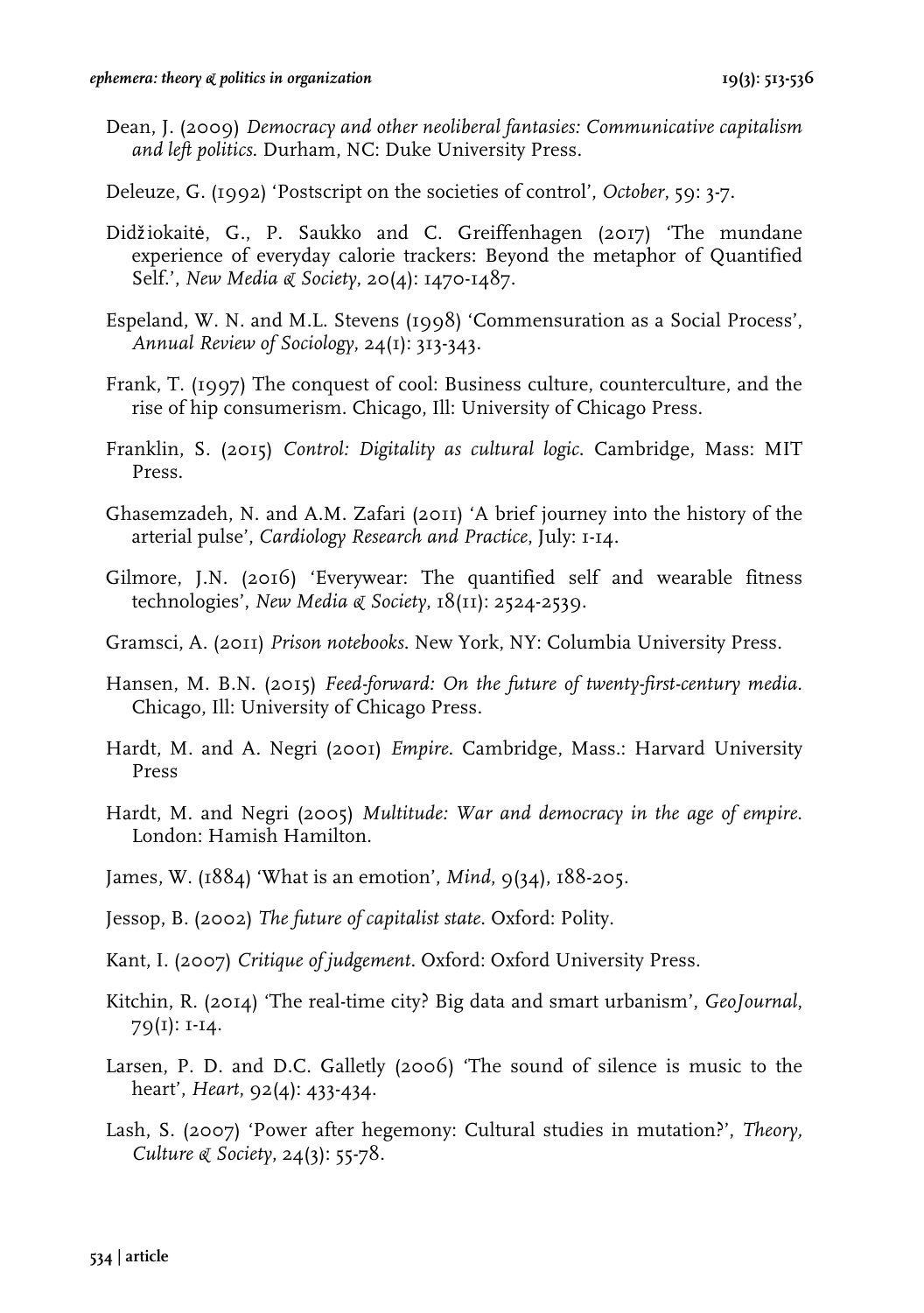Dean, J. (2009) *Democracy and other neoliberal fantasies: Communicative capitalism and left politics*. Durham, NC: Duke University Press.

Deleuze, G. (1992) 'Postscript on the societies of control', *October*, 59: 3-7.

Didžiokaitė, G., P. Saukko and C. Greiffenhagen (2017) 'The mundane experience of everyday calorie trackers: Beyond the metaphor of Quantified Self.', *New Media & Society*, 20(4): 1470-1487.

Espeland, W. N. and M.L. Stevens (1998) 'Commensuration as a Social Process', *Annual Review of Sociology*, 24(1): 313-343.

Frank, T. (1997) The conquest of cool: Business culture, counterculture, and the rise of hip consumerism. Chicago, Ill: University of Chicago Press.

Franklin, S. (2015) *Control: Digitality as cultural logic*. Cambridge, Mass: MIT Press.

Ghasemzadeh, N. and A.M. Zafari (2011) 'A brief journey into the history of the arterial pulse', *Cardiology Research and Practice*, July: 1-14.

Gilmore, J.N. (2016) 'Everywear: The quantified self and wearable fitness technologies', *New Media & Society*, 18(11): 2524-2539.

Gramsci, A. (2011) *Prison notebooks*. New York, NY: Columbia University Press.

Hansen, M. B.N. (2015) *Feed-forward: On the future of twenty-first-century media*. Chicago, Ill: University of Chicago Press.

Hardt, M. and A. Negri (2001) *Empire*. Cambridge, Mass.: Harvard University Press

Hardt, M. and Negri (2005) *Multitude: War and democracy in the age of empire*. London: Hamish Hamilton.

James, W. (1884) 'What is an emotion', *Mind*, 9(34), 188-205.

Jessop, B. (2002) *The future of capitalist state*. Oxford: Polity.

Kant, I. (2007) *Critique of judgement*. Oxford: Oxford University Press.

Kitchin, R. (2014) 'The real-time city? Big data and smart urbanism', *GeoJournal*, 79(1): 1-14.

Larsen, P. D. and D.C. Galletly (2006) 'The sound of silence is music to the heart', *Heart*, 92(4): 433-434.

Lash, S. (2007) 'Power after hegemony: Cultural studies in mutation?', *Theory, Culture & Society*, 24(3): 55-78.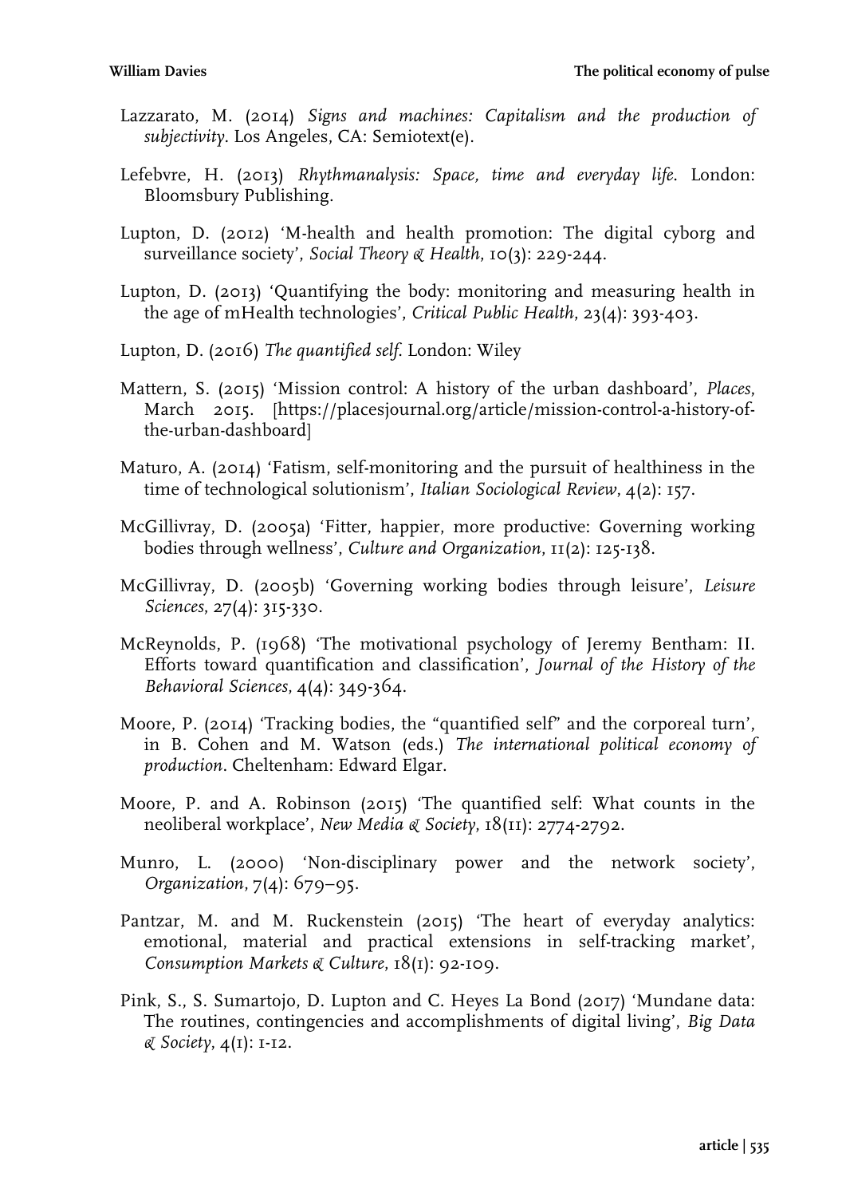Lazzarato, M. (2014) *Signs and machines: Capitalism and the production of subjectivity*. Los Angeles, CA: Semiotext(e).

Lefebvre, H. (2013) *Rhythmanalysis: Space, time and everyday life*. London: Bloomsbury Publishing.

Lupton, D. (2012) 'M-health and health promotion: The digital cyborg and surveillance society', *Social Theory & Health*, 10(3): 229-244.

Lupton, D. (2013) 'Quantifying the body: monitoring and measuring health in the age of mHealth technologies', *Critical Public Health*, 23(4): 393-403.

Lupton, D. (2016) *The quantified self*. London: Wiley

Mattern, S. (2015) 'Mission control: A history of the urban dashboard', *Places*, March 2015. [https://placesjournal.org/article/mission-control-a-history-of-the-urban-dashboard]

Maturo, A. (2014) 'Fatism, self-monitoring and the pursuit of healthiness in the time of technological solutionism', *Italian Sociological Review*, 4(2): 157.

McGillivray, D. (2005a) 'Fitter, happier, more productive: Governing working bodies through wellness', *Culture and Organization*, 11(2): 125-138.

McGillivray, D. (2005b) 'Governing working bodies through leisure', *Leisure Sciences*, 27(4): 315-330.

McReynolds, P. (1968) 'The motivational psychology of Jeremy Bentham: II. Efforts toward quantification and classification', *Journal of the History of the Behavioral Sciences*, 4(4): 349-364.

Moore, P. (2014) 'Tracking bodies, the "quantified self" and the corporeal turn', in B. Cohen and M. Watson (eds.) *The international political economy of production*. Cheltenham: Edward Elgar.

Moore, P. and A. Robinson (2015) 'The quantified self: What counts in the neoliberal workplace', *New Media & Society*, 18(11): 2774-2792.

Munro, L. (2000) 'Non-disciplinary power and the network society', *Organization*, 7(4): 679–95.

Pantzar, M. and M. Ruckenstein (2015) 'The heart of everyday analytics: emotional, material and practical extensions in self-tracking market', *Consumption Markets & Culture*, 18(1): 92-109.

Pink, S., S. Sumartojo, D. Lupton and C. Heyes La Bond (2017) 'Mundane data: The routines, contingencies and accomplishments of digital living', *Big Data & Society*, 4(1): 1-12.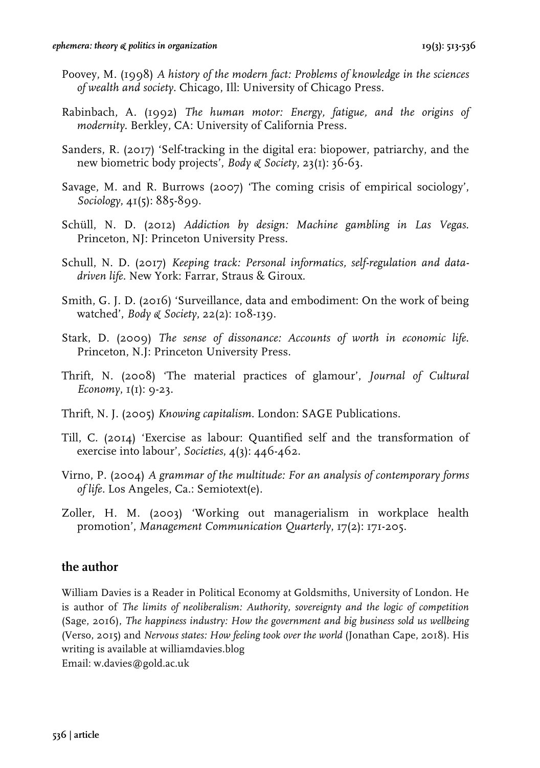Poovey, M. (1998) *A history of the modern fact: Problems of knowledge in the sciences of wealth and society*. Chicago, Ill: University of Chicago Press.

Rabinbach, A. (1992) *The human motor: Energy, fatigue, and the origins of modernity*. Berkley, CA: University of California Press.

Sanders, R. (2017) 'Self-tracking in the digital era: biopower, patriarchy, and the new biometric body projects', *Body & Society*, 23(1): 36-63.

Savage, M. and R. Burrows (2007) 'The coming crisis of empirical sociology', *Sociology*, 41(5): 885-899.

Schüll, N. D. (2012) *Addiction by design: Machine gambling in Las Vegas*. Princeton, NJ: Princeton University Press.

Schull, N. D. (2017) *Keeping track: Personal informatics, self-regulation and data-driven life*. New York: Farrar, Straus & Giroux.

Smith, G. J. D. (2016) 'Surveillance, data and embodiment: On the work of being watched', *Body & Society*, 22(2): 108-139.

Stark, D. (2009) *The sense of dissonance: Accounts of worth in economic life*. Princeton, N.J: Princeton University Press.

Thrift, N. (2008) 'The material practices of glamour', *Journal of Cultural Economy*, 1(1): 9-23.

Thrift, N. J. (2005) *Knowing capitalism*. London: SAGE Publications.

Till, C. (2014) 'Exercise as labour: Quantified self and the transformation of exercise into labour', *Societies*, 4(3): 446-462.

Virno, P. (2004) *A grammar of the multitude: For an analysis of contemporary forms of life*. Los Angeles, Ca.: Semiotext(e).

Zoller, H. M. (2003) 'Working out managerialism in workplace health promotion', *Management Communication Quarterly*, 17(2): 171-205.

## the author

William Davies is a Reader in Political Economy at Goldsmiths, University of London. He is author of *The limits of neoliberalism: Authority, sovereignty and the logic of competition* (Sage, 2016), *The happiness industry: How the government and big business sold us wellbeing* (Verso, 2015) and *Nervous states: How feeling took over the world* (Jonathan Cape, 2018). His writing is available at williamdavies.blog
Email: w.davies@gold.ac.uk